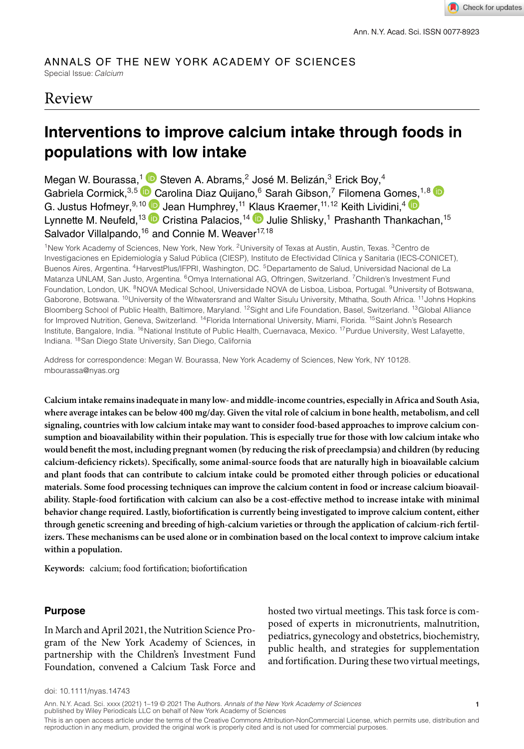ANNALS OF THE NEW YORK ACADEMY OF SCIENCES

Special Issue: *Calcium*

## Review

# Interventions to improve calcium intake through foods in populations with low intake

Megan W. Bourassa,[1] Steven A. Abrams,[2] José M. Belizán,[3] Erick Boy,[4] Gabriela Cormick,[3,5] Carolina Diaz Quijano,[6] Sarah Gibson,[7] Filomena Gomes,[1,8] G. Justus Hofmeyr,[9,10] Jean Humphrey,[11] Klaus Kraemer,[11,12] Keith Lividini,[4] Lynnette M. Neufeld,[13] Cristina Palacios,[14] Julie Shlisky,[1] Prashanth Thankachan,[15] Salvador Villalpando,[16] and Connie M. Weaver[17,18]

[1]New York Academy of Sciences, New York, New York. [2]University of Texas at Austin, Austin, Texas. [3]Centro de Investigaciones en Epidemiología y Salud Pública (CIESP), Instituto de Efectividad Clínica y Sanitaria (IECS-CONICET), Buenos Aires, Argentina. [4]HarvestPlus/IFPRI, Washington, DC. [5]Departamento de Salud, Universidad Nacional de La Matanza UNLAM, San Justo, Argentina. [6]Omya International AG, Oftringen, Switzerland. [7]Children's Investment Fund Foundation, London, UK. [8]NOVA Medical School, Universidade NOVA de Lisboa, Lisboa, Portugal. [9]University of Botswana, Gaborone, Botswana. [10]University of the Witwatersrand and Walter Sisulu University, Mthatha, South Africa. [11]Johns Hopkins Bloomberg School of Public Health, Baltimore, Maryland. [12]Sight and Life Foundation, Basel, Switzerland. [13]Global Alliance for Improved Nutrition, Geneva, Switzerland. [14]Florida International University, Miami, Florida. [15]Saint John's Research Institute, Bangalore, India. [16]National Institute of Public Health, Cuernavaca, Mexico. [17]Purdue University, West Lafayette, Indiana. [18]San Diego State University, San Diego, California

Address for correspondence: Megan W. Bourassa, New York Academy of Sciences, New York, NY 10128. mbourassa@nyas.org

**Calcium intake remains inadequate in many low- and middle-income countries, especially in Africa and South Asia, where average intakes can be below 400 mg/day. Given the vital role of calcium in bone health, metabolism, and cell signaling, countries with low calcium intake may want to consider food-based approaches to improve calcium consumption and bioavailability within their population. This is especially true for those with low calcium intake who would benefit the most, including pregnant women (by reducing the risk of preeclampsia) and children (by reducing calcium-deficiency rickets). Specifically, some animal-source foods that are naturally high in bioavailable calcium and plant foods that can contribute to calcium intake could be promoted either through policies or educational materials. Some food processing techniques can improve the calcium content in food or increase calcium bioavailability. Staple-food fortification with calcium can also be a cost-effective method to increase intake with minimal behavior change required. Lastly, biofortification is currently being investigated to improve calcium content, either through genetic screening and breeding of high-calcium varieties or through the application of calcium-rich fertilizers. These mechanisms can be used alone or in combination based on the local context to improve calcium intake within a population.**

**Keywords:** calcium; food fortification; biofortification

## Purpose

In March and April 2021, the Nutrition Science Program of the New York Academy of Sciences, in partnership with the Children's Investment Fund Foundation, convened a Calcium Task Force and hosted two virtual meetings. This task force is composed of experts in micronutrients, malnutrition, pediatrics, gynecology and obstetrics, biochemistry, public health, and strategies for supplementation and fortification. During these two virtual meetings,

doi: 10.1111/nyas.14743

This is an open access article under the terms of the Creative Commons Attribution-NonCommercial License, which permits use, distribution and reproduction in any medium, provided the original work is properly cited and is not used for commercial purposes.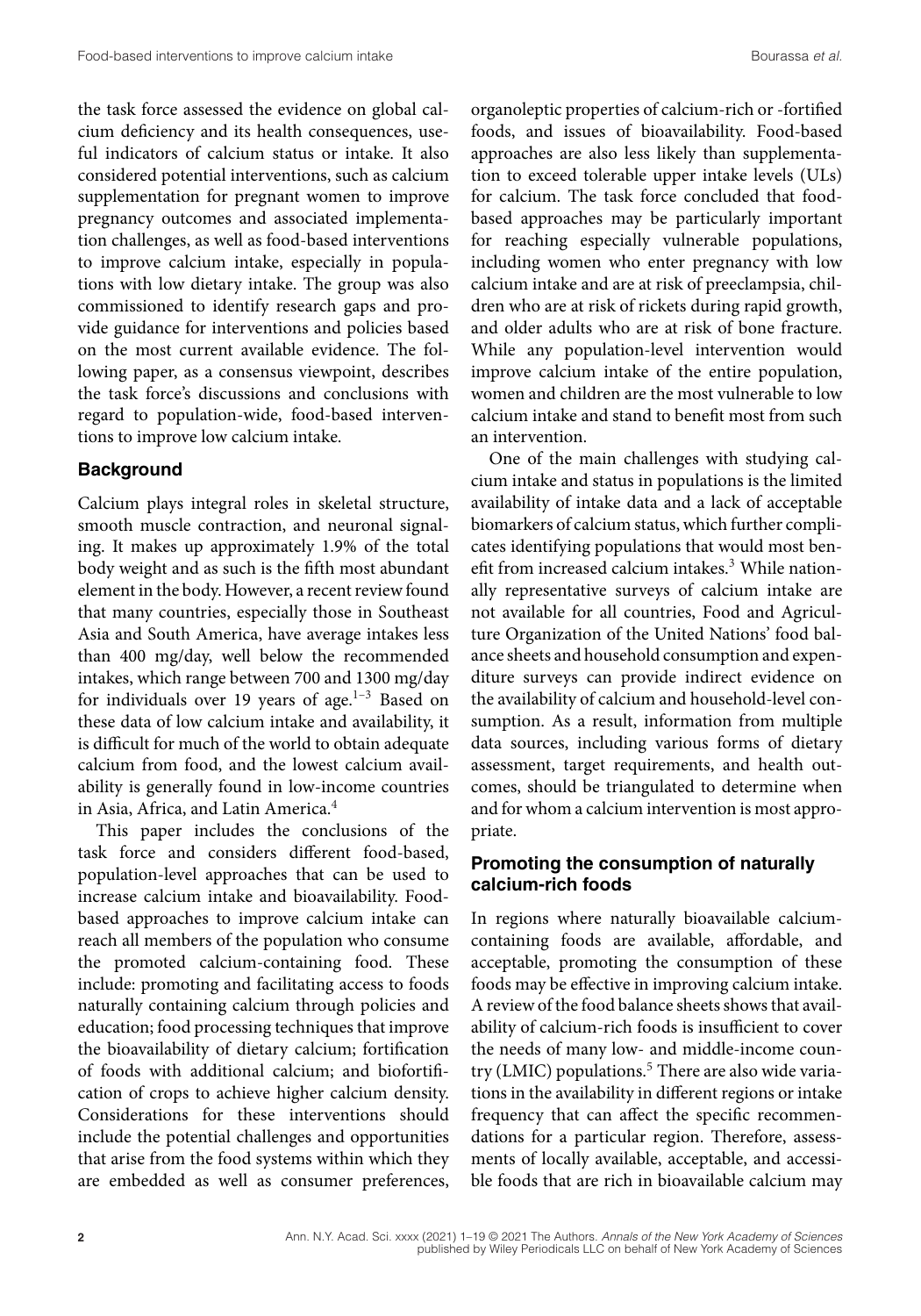the task force assessed the evidence on global calcium deficiency and its health consequences, useful indicators of calcium status or intake. It also considered potential interventions, such as calcium supplementation for pregnant women to improve pregnancy outcomes and associated implementation challenges, as well as food-based interventions to improve calcium intake, especially in populations with low dietary intake. The group was also commissioned to identify research gaps and provide guidance for interventions and policies based on the most current available evidence. The following paper, as a consensus viewpoint, describes the task force's discussions and conclusions with regard to population-wide, food-based interventions to improve low calcium intake.

## Background

Calcium plays integral roles in skeletal structure, smooth muscle contraction, and neuronal signaling. It makes up approximately 1.9% of the total body weight and as such is the fifth most abundant element in the body. However, a recent review found that many countries, especially those in Southeast Asia and South America, have average intakes less than 400 mg/day, well below the recommended intakes, which range between 700 and 1300 mg/day for individuals over 19 years of age.[1–3] Based on these data of low calcium intake and availability, it is difficult for much of the world to obtain adequate calcium from food, and the lowest calcium availability is generally found in low-income countries in Asia, Africa, and Latin America.[4]

This paper includes the conclusions of the task force and considers different food-based, population-level approaches that can be used to increase calcium intake and bioavailability. Food-based approaches to improve calcium intake can reach all members of the population who consume the promoted calcium-containing food. These include: promoting and facilitating access to foods naturally containing calcium through policies and education; food processing techniques that improve the bioavailability of dietary calcium; fortification of foods with additional calcium; and biofortification of crops to achieve higher calcium density. Considerations for these interventions should include the potential challenges and opportunities that arise from the food systems within which they are embedded as well as consumer preferences, organoleptic properties of calcium-rich or -fortified foods, and issues of bioavailability. Food-based approaches are also less likely than supplementation to exceed tolerable upper intake levels (ULs) for calcium. The task force concluded that food-based approaches may be particularly important for reaching especially vulnerable populations, including women who enter pregnancy with low calcium intake and are at risk of preeclampsia, children who are at risk of rickets during rapid growth, and older adults who are at risk of bone fracture. While any population-level intervention would improve calcium intake of the entire population, women and children are the most vulnerable to low calcium intake and stand to benefit most from such an intervention.

One of the main challenges with studying calcium intake and status in populations is the limited availability of intake data and a lack of acceptable biomarkers of calcium status, which further complicates identifying populations that would most benefit from increased calcium intakes.[3] While nationally representative surveys of calcium intake are not available for all countries, Food and Agriculture Organization of the United Nations' food balance sheets and household consumption and expenditure surveys can provide indirect evidence on the availability of calcium and household-level consumption. As a result, information from multiple data sources, including various forms of dietary assessment, target requirements, and health outcomes, should be triangulated to determine when and for whom a calcium intervention is most appropriate.

## Promoting the consumption of naturally calcium-rich foods

In regions where naturally bioavailable calcium-containing foods are available, affordable, and acceptable, promoting the consumption of these foods may be effective in improving calcium intake. A review of the food balance sheets shows that availability of calcium-rich foods is insufficient to cover the needs of many low- and middle-income country (LMIC) populations.[5] There are also wide variations in the availability in different regions or intake frequency that can affect the specific recommendations for a particular region. Therefore, assessments of locally available, acceptable, and accessible foods that are rich in bioavailable calcium may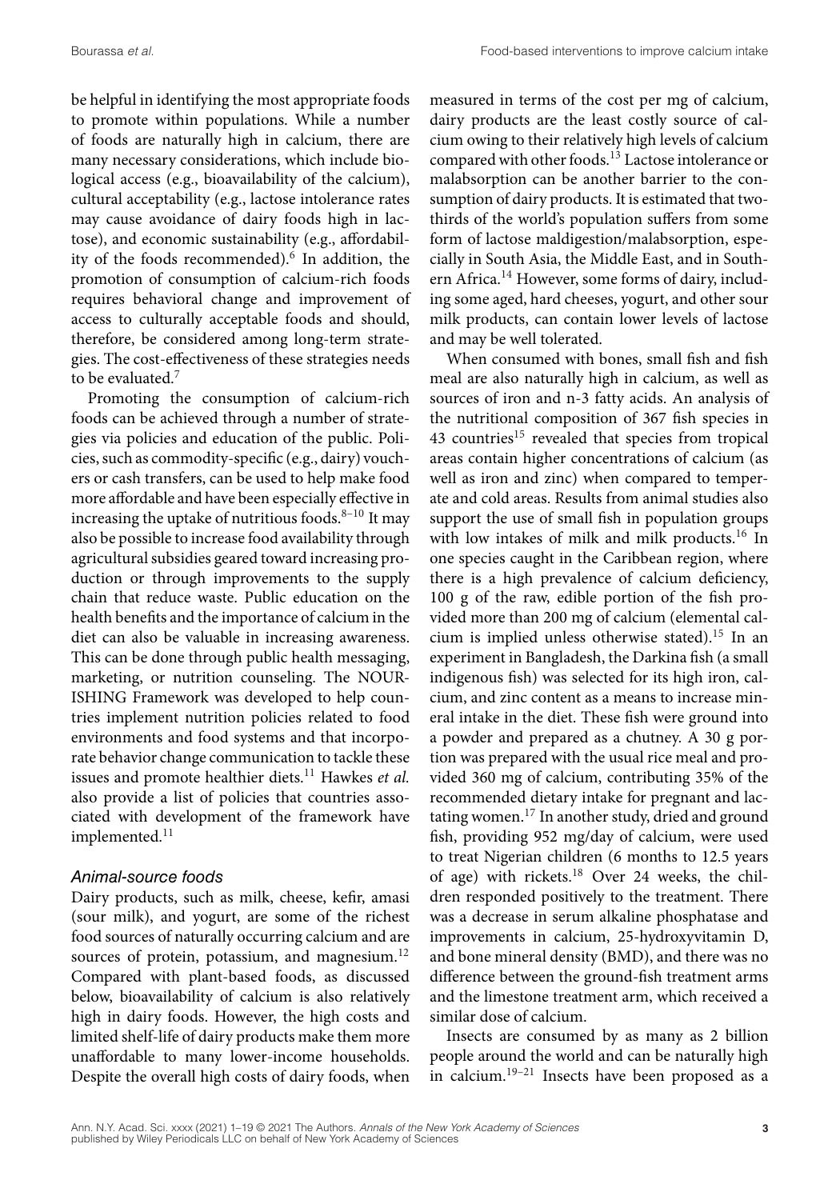be helpful in identifying the most appropriate foods to promote within populations. While a number of foods are naturally high in calcium, there are many necessary considerations, which include biological access (e.g., bioavailability of the calcium), cultural acceptability (e.g., lactose intolerance rates may cause avoidance of dairy foods high in lactose), and economic sustainability (e.g., affordability of the foods recommended).[6] In addition, the promotion of consumption of calcium-rich foods requires behavioral change and improvement of access to culturally acceptable foods and should, therefore, be considered among long-term strategies. The cost-effectiveness of these strategies needs to be evaluated.[7]

Promoting the consumption of calcium-rich foods can be achieved through a number of strategies via policies and education of the public. Policies, such as commodity-specific (e.g., dairy) vouchers or cash transfers, can be used to help make food more affordable and have been especially effective in increasing the uptake of nutritious foods.[8–10] It may also be possible to increase food availability through agricultural subsidies geared toward increasing production or through improvements to the supply chain that reduce waste. Public education on the health benefits and the importance of calcium in the diet can also be valuable in increasing awareness. This can be done through public health messaging, marketing, or nutrition counseling. The NOURISHING Framework was developed to help countries implement nutrition policies related to food environments and food systems and that incorporate behavior change communication to tackle these issues and promote healthier diets.[11] Hawkes *et al.* also provide a list of policies that countries associated with development of the framework have implemented.[11]

### *Animal-source foods*

Dairy products, such as milk, cheese, kefir, amasi (sour milk), and yogurt, are some of the richest food sources of naturally occurring calcium and are sources of protein, potassium, and magnesium.[12] Compared with plant-based foods, as discussed below, bioavailability of calcium is also relatively high in dairy foods. However, the high costs and limited shelf-life of dairy products make them more unaffordable to many lower-income households. Despite the overall high costs of dairy foods, when measured in terms of the cost per mg of calcium, dairy products are the least costly source of calcium owing to their relatively high levels of calcium compared with other foods.[13] Lactose intolerance or malabsorption can be another barrier to the consumption of dairy products. It is estimated that two-thirds of the world's population suffers from some form of lactose maldigestion/malabsorption, especially in South Asia, the Middle East, and in Southern Africa.[14] However, some forms of dairy, including some aged, hard cheeses, yogurt, and other sour milk products, can contain lower levels of lactose and may be well tolerated.

When consumed with bones, small fish and fish meal are also naturally high in calcium, as well as sources of iron and n-3 fatty acids. An analysis of the nutritional composition of 367 fish species in 43 countries[15] revealed that species from tropical areas contain higher concentrations of calcium (as well as iron and zinc) when compared to temperate and cold areas. Results from animal studies also support the use of small fish in population groups with low intakes of milk and milk products.[16] In one species caught in the Caribbean region, where there is a high prevalence of calcium deficiency, 100 g of the raw, edible portion of the fish provided more than 200 mg of calcium (elemental calcium is implied unless otherwise stated).[15] In an experiment in Bangladesh, the Darkina fish (a small indigenous fish) was selected for its high iron, calcium, and zinc content as a means to increase mineral intake in the diet. These fish were ground into a powder and prepared as a chutney. A 30 g portion was prepared with the usual rice meal and provided 360 mg of calcium, contributing 35% of the recommended dietary intake for pregnant and lactating women.[17] In another study, dried and ground fish, providing 952 mg/day of calcium, were used to treat Nigerian children (6 months to 12.5 years of age) with rickets.[18] Over 24 weeks, the children responded positively to the treatment. There was a decrease in serum alkaline phosphatase and improvements in calcium, 25-hydroxyvitamin D, and bone mineral density (BMD), and there was no difference between the ground-fish treatment arms and the limestone treatment arm, which received a similar dose of calcium.

Insects are consumed by as many as 2 billion people around the world and can be naturally high in calcium.[19–21] Insects have been proposed as a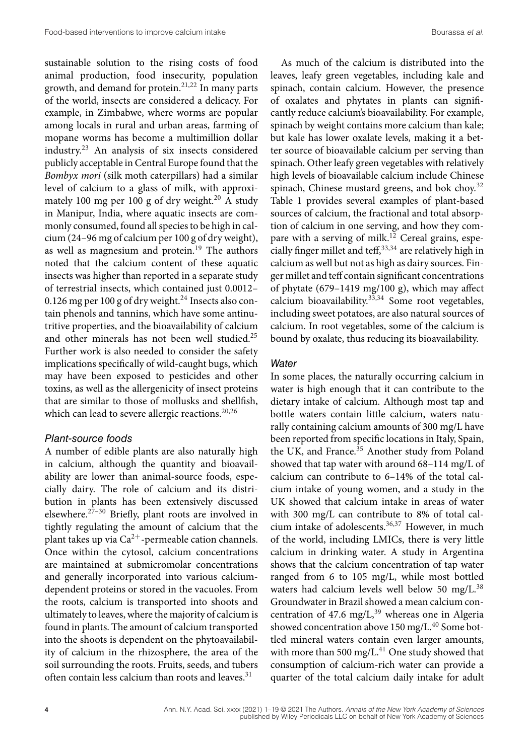sustainable solution to the rising costs of food animal production, food insecurity, population growth, and demand for protein.[21,22] In many parts of the world, insects are considered a delicacy. For example, in Zimbabwe, where worms are popular among locals in rural and urban areas, farming of mopane worms has become a multimillion dollar industry.[23] An analysis of six insects considered publicly acceptable in Central Europe found that the *Bombyx mori* (silk moth caterpillars) had a similar level of calcium to a glass of milk, with approximately 100 mg per 100 g of dry weight.[20] A study in Manipur, India, where aquatic insects are commonly consumed, found all species to be high in calcium (24–96 mg of calcium per 100 g of dry weight), as well as magnesium and protein.[19] The authors noted that the calcium content of these aquatic insects was higher than reported in a separate study of terrestrial insects, which contained just 0.0012–0.126 mg per 100 g of dry weight.[24] Insects also contain phenols and tannins, which have some antinutritive properties, and the bioavailability of calcium and other minerals has not been well studied.[25] Further work is also needed to consider the safety implications specifically of wild-caught bugs, which may have been exposed to pesticides and other toxins, as well as the allergenicity of insect proteins that are similar to those of mollusks and shellfish, which can lead to severe allergic reactions.[20,26]

### *Plant-source foods*

A number of edible plants are also naturally high in calcium, although the quantity and bioavailability are lower than animal-source foods, especially dairy. The role of calcium and its distribution in plants has been extensively discussed elsewhere.[27–30] Briefly, plant roots are involved in tightly regulating the amount of calcium that the plant takes up via $Ca^{2+}$-permeable cation channels. Once within the cytosol, calcium concentrations are maintained at submicromolar concentrations and generally incorporated into various calcium-dependent proteins or stored in the vacuoles. From the roots, calcium is transported into shoots and ultimately to leaves, where the majority of calcium is found in plants. The amount of calcium transported into the shoots is dependent on the phytoavailability of calcium in the rhizosphere, the area of the soil surrounding the roots. Fruits, seeds, and tubers often contain less calcium than roots and leaves.[31]

As much of the calcium is distributed into the leaves, leafy green vegetables, including kale and spinach, contain calcium. However, the presence of oxalates and phytates in plants can significantly reduce calcium's bioavailability. For example, spinach by weight contains more calcium than kale; but kale has lower oxalate levels, making it a better source of bioavailable calcium per serving than spinach. Other leafy green vegetables with relatively high levels of bioavailable calcium include Chinese spinach, Chinese mustard greens, and bok choy.[32] Table 1 provides several examples of plant-based sources of calcium, the fractional and total absorption of calcium in one serving, and how they compare with a serving of milk.[12] Cereal grains, especially finger millet and teff,[33,34] are relatively high in calcium as well but not as high as dairy sources. Finger millet and teff contain significant concentrations of phytate (679–1419 mg/100 g), which may affect calcium bioavailability.[33,34] Some root vegetables, including sweet potatoes, are also natural sources of calcium. In root vegetables, some of the calcium is bound by oxalate, thus reducing its bioavailability.

### *Water*

In some places, the naturally occurring calcium in water is high enough that it can contribute to the dietary intake of calcium. Although most tap and bottle waters contain little calcium, waters naturally containing calcium amounts of 300 mg/L have been reported from specific locations in Italy, Spain, the UK, and France.[35] Another study from Poland showed that tap water with around 68–114 mg/L of calcium can contribute to 6–14% of the total calcium intake of young women, and a study in the UK showed that calcium intake in areas of water with 300 mg/L can contribute to 8% of total calcium intake of adolescents.[36,37] However, in much of the world, including LMICs, there is very little calcium in drinking water. A study in Argentina shows that the calcium concentration of tap water ranged from 6 to 105 mg/L, while most bottled waters had calcium levels well below 50 mg/L.[38] Groundwater in Brazil showed a mean calcium concentration of 47.6 mg/L,[39] whereas one in Algeria showed concentration above 150 mg/L.[40] Some bottled mineral waters contain even larger amounts, with more than 500 mg/L.[41] One study showed that consumption of calcium-rich water can provide a quarter of the total calcium daily intake for adult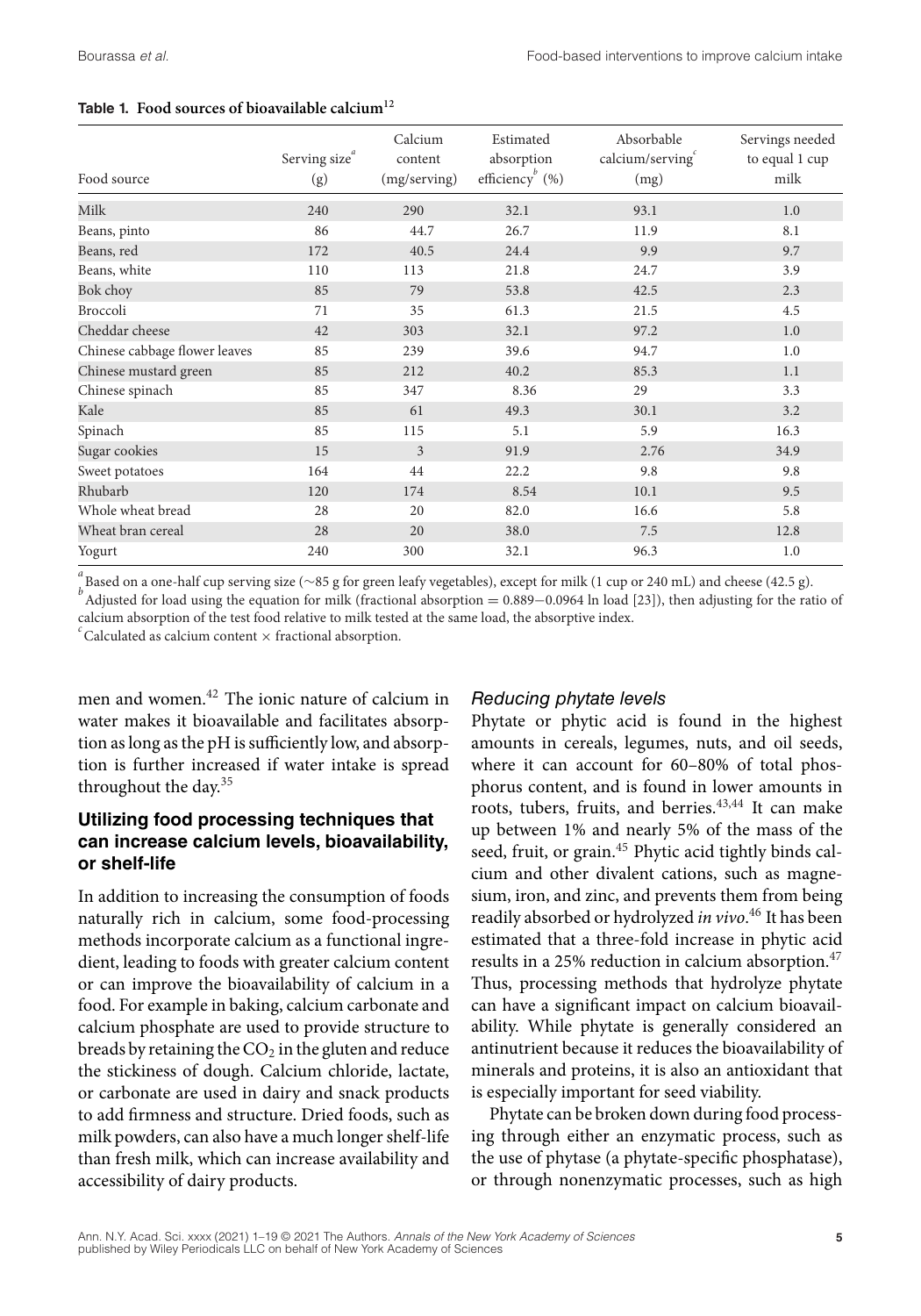**Table 1. Food sources of bioavailable calcium**[12]

| Food source | Serving size[a] (g) | Calcium content (mg/serving) | Estimated absorption efficiency[b] (%) | Absorbable calcium/serving[c] (mg) | Servings needed to equal 1 cup milk |
|---|---|---|---|---|---|
| Milk | 240 | 290 | 32.1 | 93.1 | 1.0 |
| Beans, pinto | 86 | 44.7 | 26.7 | 11.9 | 8.1 |
| Beans, red | 172 | 40.5 | 24.4 | 9.9 | 9.7 |
| Beans, white | 110 | 113 | 21.8 | 24.7 | 3.9 |
| Bok choy | 85 | 79 | 53.8 | 42.5 | 2.3 |
| Broccoli | 71 | 35 | 61.3 | 21.5 | 4.5 |
| Cheddar cheese | 42 | 303 | 32.1 | 97.2 | 1.0 |
| Chinese cabbage flower leaves | 85 | 239 | 39.6 | 94.7 | 1.0 |
| Chinese mustard green | 85 | 212 | 40.2 | 85.3 | 1.1 |
| Chinese spinach | 85 | 347 | 8.36 | 29 | 3.3 |
| Kale | 85 | 61 | 49.3 | 30.1 | 3.2 |
| Spinach | 85 | 115 | 5.1 | 5.9 | 16.3 |
| Sugar cookies | 15 | 3 | 91.9 | 2.76 | 34.9 |
| Sweet potatoes | 164 | 44 | 22.2 | 9.8 | 9.8 |
| Rhubarb | 120 | 174 | 8.54 | 10.1 | 9.5 |
| Whole wheat bread | 28 | 20 | 82.0 | 16.6 | 5.8 |
| Wheat bran cereal | 28 | 20 | 38.0 | 7.5 | 12.8 |
| Yogurt | 240 | 300 | 32.1 | 96.3 | 1.0 |

[a] Based on a one-half cup serving size (~85 g for green leafy vegetables), except for milk (1 cup or 240 mL) and cheese (42.5 g).
[b] Adjusted for load using the equation for milk (fractional absorption = $0.889 - 0.0964 \ln$ load [23]), then adjusting for the ratio of calcium absorption of the test food relative to milk tested at the same load, the absorptive index.
[c] Calculated as calcium content × fractional absorption.

men and women.[42] The ionic nature of calcium in water makes it bioavailable and facilitates absorption as long as the pH is sufficiently low, and absorption is further increased if water intake is spread throughout the day.[35]

### Utilizing food processing techniques that can increase calcium levels, bioavailability, or shelf-life

In addition to increasing the consumption of foods naturally rich in calcium, some food-processing methods incorporate calcium as a functional ingredient, leading to foods with greater calcium content or can improve the bioavailability of calcium in a food. For example in baking, calcium carbonate and calcium phosphate are used to provide structure to breads by retaining the $CO_2$ in the gluten and reduce the stickiness of dough. Calcium chloride, lactate, or carbonate are used in dairy and snack products to add firmness and structure. Dried foods, such as milk powders, can also have a much longer shelf-life than fresh milk, which can increase availability and accessibility of dairy products.

#### *Reducing phytate levels*

Phytate or phytic acid is found in the highest amounts in cereals, legumes, nuts, and oil seeds, where it can account for 60–80% of total phosphorus content, and is found in lower amounts in roots, tubers, fruits, and berries.[43,44] It can make up between 1% and nearly 5% of the mass of the seed, fruit, or grain.[45] Phytic acid tightly binds calcium and other divalent cations, such as magnesium, iron, and zinc, and prevents them from being readily absorbed or hydrolyzed *in vivo*.[46] It has been estimated that a three-fold increase in phytic acid results in a 25% reduction in calcium absorption.[47] Thus, processing methods that hydrolyze phytate can have a significant impact on calcium bioavailability. While phytate is generally considered an antinutrient because it reduces the bioavailability of minerals and proteins, it is also an antioxidant that is especially important for seed viability.

Phytate can be broken down during food processing through either an enzymatic process, such as the use of phytase (a phytate-specific phosphatase), or through nonenzymatic processes, such as high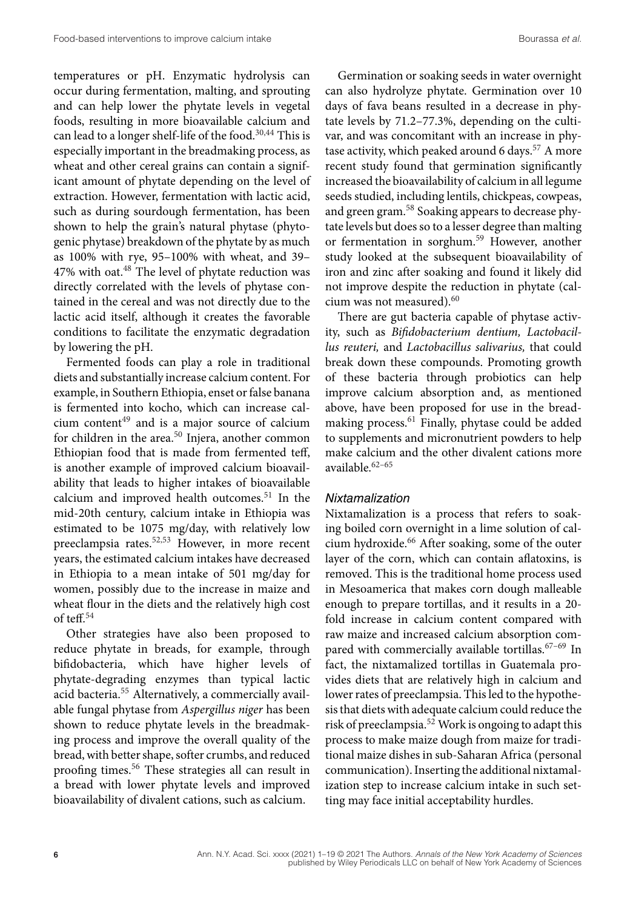temperatures or pH. Enzymatic hydrolysis can occur during fermentation, malting, and sprouting and can help lower the phytate levels in vegetal foods, resulting in more bioavailable calcium and can lead to a longer shelf-life of the food.[30,44] This is especially important in the breadmaking process, as wheat and other cereal grains can contain a significant amount of phytate depending on the level of extraction. However, fermentation with lactic acid, such as during sourdough fermentation, has been shown to help the grain's natural phytase (phytogenic phytase) breakdown of the phytate by as much as 100% with rye, 95–100% with wheat, and 39–47% with oat.[48] The level of phytate reduction was directly correlated with the levels of phytase contained in the cereal and was not directly due to the lactic acid itself, although it creates the favorable conditions to facilitate the enzymatic degradation by lowering the pH.

Fermented foods can play a role in traditional diets and substantially increase calcium content. For example, in Southern Ethiopia, enset or false banana is fermented into kocho, which can increase calcium content[49] and is a major source of calcium for children in the area.[50] Injera, another common Ethiopian food that is made from fermented teff, is another example of improved calcium bioavailability that leads to higher intakes of bioavailable calcium and improved health outcomes.[51] In the mid-20th century, calcium intake in Ethiopia was estimated to be 1075 mg/day, with relatively low preeclampsia rates.[52,53] However, in more recent years, the estimated calcium intakes have decreased in Ethiopia to a mean intake of 501 mg/day for women, possibly due to the increase in maize and wheat flour in the diets and the relatively high cost of teff.[54]

Other strategies have also been proposed to reduce phytate in breads, for example, through bifidobacteria, which have higher levels of phytate-degrading enzymes than typical lactic acid bacteria.[55] Alternatively, a commercially available fungal phytase from *Aspergillus niger* has been shown to reduce phytate levels in the breadmaking process and improve the overall quality of the bread, with better shape, softer crumbs, and reduced proofing times.[56] These strategies all can result in a bread with lower phytate levels and improved bioavailability of divalent cations, such as calcium.

Germination or soaking seeds in water overnight can also hydrolyze phytate. Germination over 10 days of fava beans resulted in a decrease in phytate levels by 71.2–77.3%, depending on the cultivar, and was concomitant with an increase in phytase activity, which peaked around 6 days.[57] A more recent study found that germination significantly increased the bioavailability of calcium in all legume seeds studied, including lentils, chickpeas, cowpeas, and green gram.[58] Soaking appears to decrease phytate levels but does so to a lesser degree than malting or fermentation in sorghum.[59] However, another study looked at the subsequent bioavailability of iron and zinc after soaking and found it likely did not improve despite the reduction in phytate (calcium was not measured).[60]

There are gut bacteria capable of phytase activity, such as *Bifidobacterium dentium, Lactobacillus reuteri,* and *Lactobacillus salivarius,* that could break down these compounds. Promoting growth of these bacteria through probiotics can help improve calcium absorption and, as mentioned above, have been proposed for use in the breadmaking process.[61] Finally, phytase could be added to supplements and micronutrient powders to help make calcium and the other divalent cations more available.[62–65]

### *Nixtamalization*

Nixtamalization is a process that refers to soaking boiled corn overnight in a lime solution of calcium hydroxide.[66] After soaking, some of the outer layer of the corn, which can contain aflatoxins, is removed. This is the traditional home process used in Mesoamerica that makes corn dough malleable enough to prepare tortillas, and it results in a 20-fold increase in calcium content compared with raw maize and increased calcium absorption compared with commercially available tortillas.[67–69] In fact, the nixtamalized tortillas in Guatemala provides diets that are relatively high in calcium and lower rates of preeclampsia. This led to the hypothesis that diets with adequate calcium could reduce the risk of preeclampsia.[52] Work is ongoing to adapt this process to make maize dough from maize for traditional maize dishes in sub-Saharan Africa (personal communication). Inserting the additional nixtamalization step to increase calcium intake in such setting may face initial acceptability hurdles.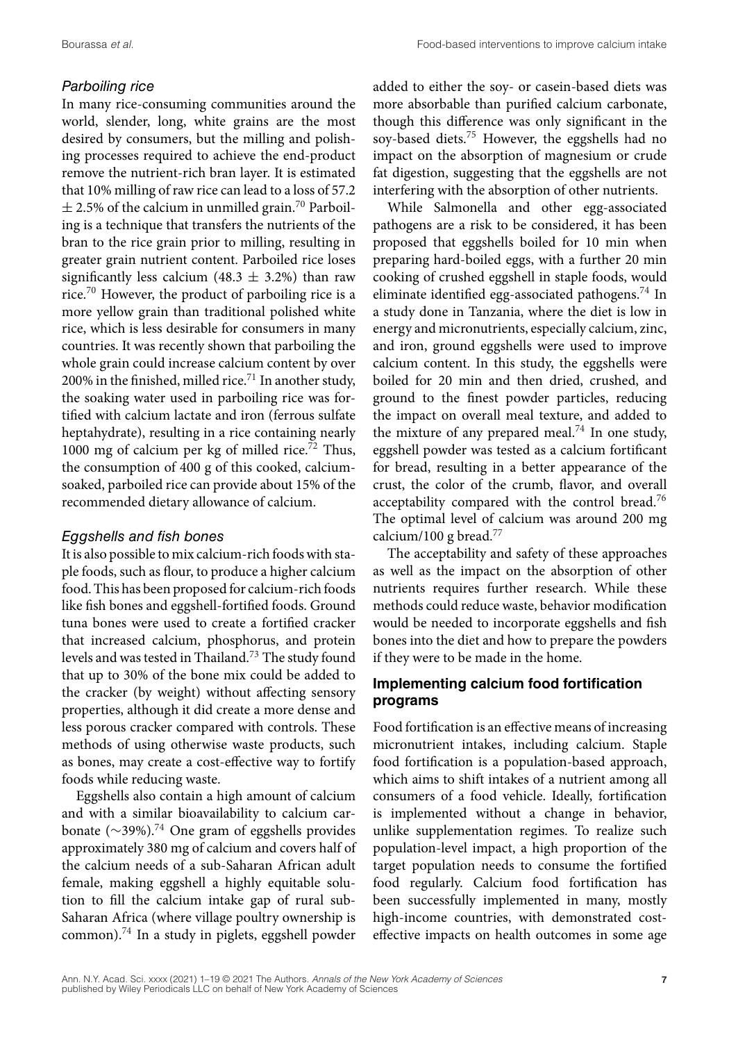### *Parboiling rice*

In many rice-consuming communities around the world, slender, long, white grains are the most desired by consumers, but the milling and polishing processes required to achieve the end-product remove the nutrient-rich bran layer. It is estimated that 10% milling of raw rice can lead to a loss of 57.2 ± 2.5% of the calcium in unmilled grain.[70] Parboiling is a technique that transfers the nutrients of the bran to the rice grain prior to milling, resulting in greater grain nutrient content. Parboiled rice loses significantly less calcium (48.3 ± 3.2%) than raw rice.[70] However, the product of parboiling rice is a more yellow grain than traditional polished white rice, which is less desirable for consumers in many countries. It was recently shown that parboiling the whole grain could increase calcium content by over 200% in the finished, milled rice.[71] In another study, the soaking water used in parboiling rice was fortified with calcium lactate and iron (ferrous sulfate heptahydrate), resulting in a rice containing nearly 1000 mg of calcium per kg of milled rice.[72] Thus, the consumption of 400 g of this cooked, calcium-soaked, parboiled rice can provide about 15% of the recommended dietary allowance of calcium.

### *Eggshells and fish bones*

It is also possible to mix calcium-rich foods with staple foods, such as flour, to produce a higher calcium food. This has been proposed for calcium-rich foods like fish bones and eggshell-fortified foods. Ground tuna bones were used to create a fortified cracker that increased calcium, phosphorus, and protein levels and was tested in Thailand.[73] The study found that up to 30% of the bone mix could be added to the cracker (by weight) without affecting sensory properties, although it did create a more dense and less porous cracker compared with controls. These methods of using otherwise waste products, such as bones, may create a cost-effective way to fortify foods while reducing waste.

Eggshells also contain a high amount of calcium and with a similar bioavailability to calcium carbonate (∼39%).[74] One gram of eggshells provides approximately 380 mg of calcium and covers half of the calcium needs of a sub-Saharan African adult female, making eggshell a highly equitable solution to fill the calcium intake gap of rural sub-Saharan Africa (where village poultry ownership is common).[74] In a study in piglets, eggshell powder added to either the soy- or casein-based diets was more absorbable than purified calcium carbonate, though this difference was only significant in the soy-based diets.[75] However, the eggshells had no impact on the absorption of magnesium or crude fat digestion, suggesting that the eggshells are not interfering with the absorption of other nutrients.

While Salmonella and other egg-associated pathogens are a risk to be considered, it has been proposed that eggshells boiled for 10 min when preparing hard-boiled eggs, with a further 20 min cooking of crushed eggshell in staple foods, would eliminate identified egg-associated pathogens.[74] In a study done in Tanzania, where the diet is low in energy and micronutrients, especially calcium, zinc, and iron, ground eggshells were used to improve calcium content. In this study, the eggshells were boiled for 20 min and then dried, crushed, and ground to the finest powder particles, reducing the impact on overall meal texture, and added to the mixture of any prepared meal.[74] In one study, eggshell powder was tested as a calcium fortificant for bread, resulting in a better appearance of the crust, the color of the crumb, flavor, and overall acceptability compared with the control bread.[76] The optimal level of calcium was around 200 mg calcium/100 g bread.[77]

The acceptability and safety of these approaches as well as the impact on the absorption of other nutrients requires further research. While these methods could reduce waste, behavior modification would be needed to incorporate eggshells and fish bones into the diet and how to prepare the powders if they were to be made in the home.

## Implementing calcium food fortification programs

Food fortification is an effective means of increasing micronutrient intakes, including calcium. Staple food fortification is a population-based approach, which aims to shift intakes of a nutrient among all consumers of a food vehicle. Ideally, fortification is implemented without a change in behavior, unlike supplementation regimes. To realize such population-level impact, a high proportion of the target population needs to consume the fortified food regularly. Calcium food fortification has been successfully implemented in many, mostly high-income countries, with demonstrated cost-effective impacts on health outcomes in some age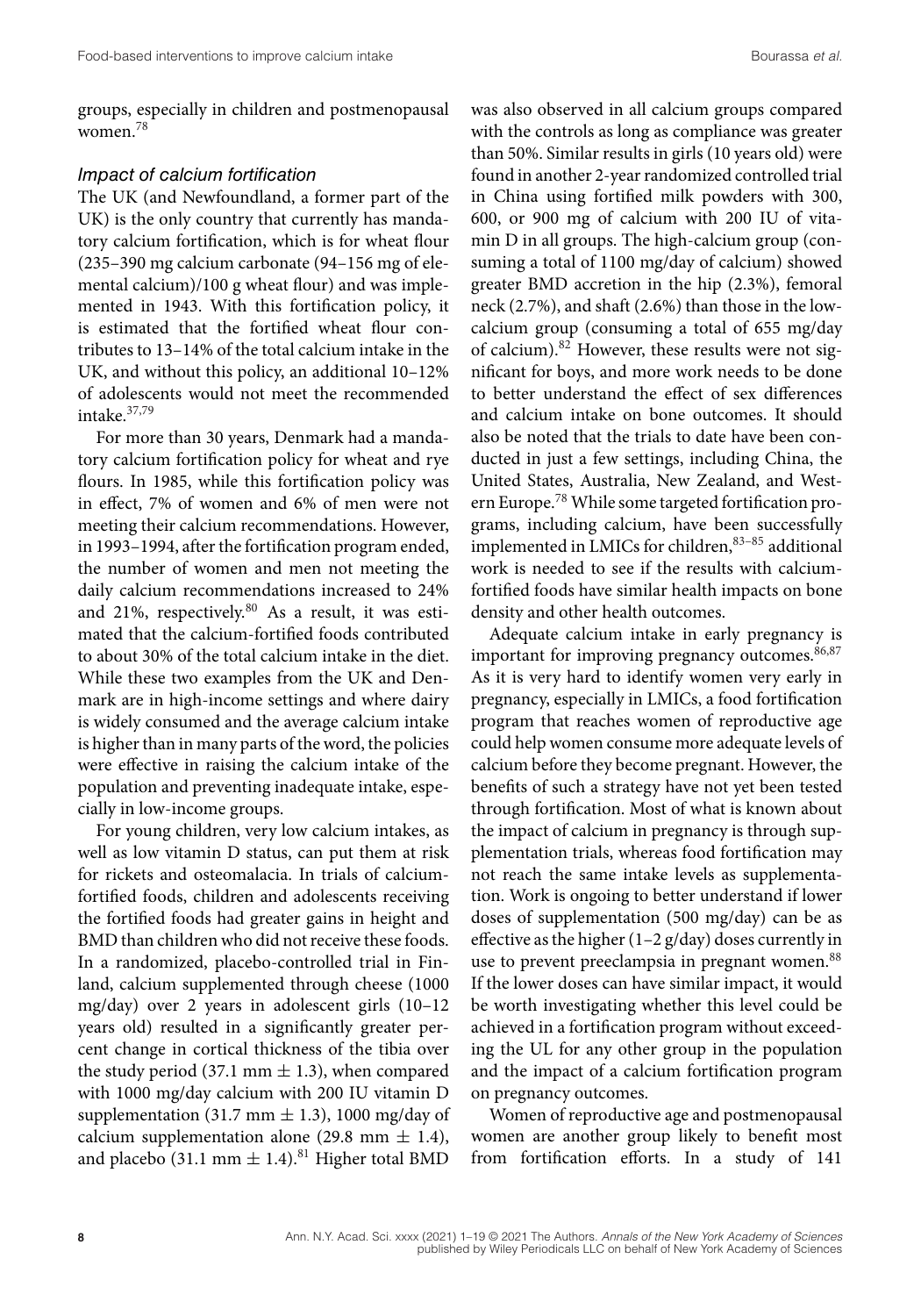groups, especially in children and postmenopausal women.[78]

### *Impact of calcium fortification*

The UK (and Newfoundland, a former part of the UK) is the only country that currently has mandatory calcium fortification, which is for wheat flour (235–390 mg calcium carbonate (94–156 mg of elemental calcium)/100 g wheat flour) and was implemented in 1943. With this fortification policy, it is estimated that the fortified wheat flour contributes to 13–14% of the total calcium intake in the UK, and without this policy, an additional 10–12% of adolescents would not meet the recommended intake.[37,79]

For more than 30 years, Denmark had a mandatory calcium fortification policy for wheat and rye flours. In 1985, while this fortification policy was in effect, 7% of women and 6% of men were not meeting their calcium recommendations. However, in 1993–1994, after the fortification program ended, the number of women and men not meeting the daily calcium recommendations increased to 24% and 21%, respectively.[80] As a result, it was estimated that the calcium-fortified foods contributed to about 30% of the total calcium intake in the diet. While these two examples from the UK and Denmark are in high-income settings and where dairy is widely consumed and the average calcium intake is higher than in many parts of the word, the policies were effective in raising the calcium intake of the population and preventing inadequate intake, especially in low-income groups.

For young children, very low calcium intakes, as well as low vitamin D status, can put them at risk for rickets and osteomalacia. In trials of calcium-fortified foods, children and adolescents receiving the fortified foods had greater gains in height and BMD than children who did not receive these foods. In a randomized, placebo-controlled trial in Finland, calcium supplemented through cheese (1000 mg/day) over 2 years in adolescent girls (10–12 years old) resulted in a significantly greater percent change in cortical thickness of the tibia over the study period (37.1 mm $\pm$ 1.3), when compared with 1000 mg/day calcium with 200 IU vitamin D supplementation (31.7 mm $\pm$ 1.3), 1000 mg/day of calcium supplementation alone (29.8 mm $\pm$ 1.4), and placebo (31.1 mm $\pm$ 1.4).[81] Higher total BMD was also observed in all calcium groups compared with the controls as long as compliance was greater than 50%. Similar results in girls (10 years old) were found in another 2-year randomized controlled trial in China using fortified milk powders with 300, 600, or 900 mg of calcium with 200 IU of vitamin D in all groups. The high-calcium group (consuming a total of 1100 mg/day of calcium) showed greater BMD accretion in the hip (2.3%), femoral neck (2.7%), and shaft (2.6%) than those in the low-calcium group (consuming a total of 655 mg/day of calcium).[82] However, these results were not significant for boys, and more work needs to be done to better understand the effect of sex differences and calcium intake on bone outcomes. It should also be noted that the trials to date have been conducted in just a few settings, including China, the United States, Australia, New Zealand, and Western Europe.[78] While some targeted fortification programs, including calcium, have been successfully implemented in LMICs for children,[83–85] additional work is needed to see if the results with calcium-fortified foods have similar health impacts on bone density and other health outcomes.

Adequate calcium intake in early pregnancy is important for improving pregnancy outcomes.[86,87] As it is very hard to identify women very early in pregnancy, especially in LMICs, a food fortification program that reaches women of reproductive age could help women consume more adequate levels of calcium before they become pregnant. However, the benefits of such a strategy have not yet been tested through fortification. Most of what is known about the impact of calcium in pregnancy is through supplementation trials, whereas food fortification may not reach the same intake levels as supplementation. Work is ongoing to better understand if lower doses of supplementation (500 mg/day) can be as effective as the higher (1–2 g/day) doses currently in use to prevent preeclampsia in pregnant women.[88] If the lower doses can have similar impact, it would be worth investigating whether this level could be achieved in a fortification program without exceeding the UL for any other group in the population and the impact of a calcium fortification program on pregnancy outcomes.

Women of reproductive age and postmenopausal women are another group likely to benefit most from fortification efforts. In a study of 141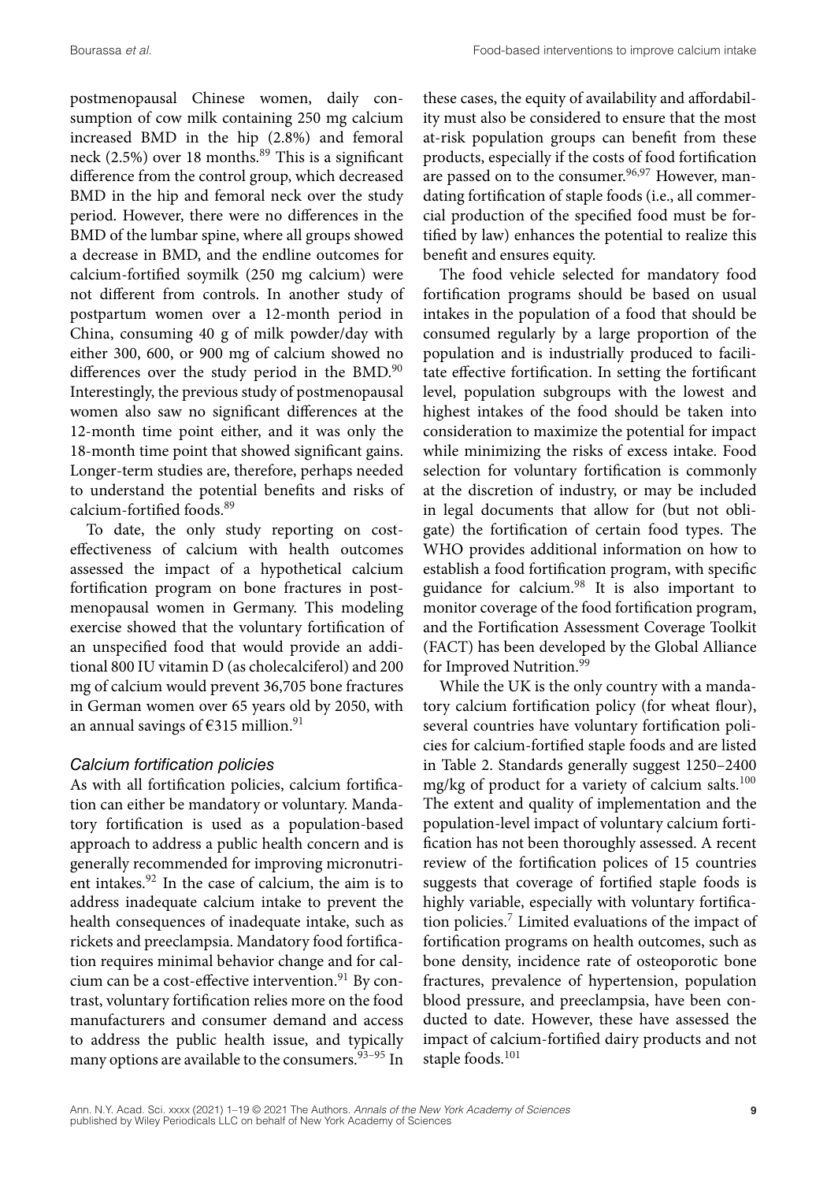postmenopausal Chinese women, daily consumption of cow milk containing 250 mg calcium increased BMD in the hip (2.8%) and femoral neck (2.5%) over 18 months.[89] This is a significant difference from the control group, which decreased BMD in the hip and femoral neck over the study period. However, there were no differences in the BMD of the lumbar spine, where all groups showed a decrease in BMD, and the endline outcomes for calcium-fortified soymilk (250 mg calcium) were not different from controls. In another study of postpartum women over a 12-month period in China, consuming 40 g of milk powder/day with either 300, 600, or 900 mg of calcium showed no differences over the study period in the BMD.[90] Interestingly, the previous study of postmenopausal women also saw no significant differences at the 12-month time point either, and it was only the 18-month time point that showed significant gains. Longer-term studies are, therefore, perhaps needed to understand the potential benefits and risks of calcium-fortified foods.[89]

To date, the only study reporting on cost-effectiveness of calcium with health outcomes assessed the impact of a hypothetical calcium fortification program on bone fractures in postmenopausal women in Germany. This modeling exercise showed that the voluntary fortification of an unspecified food that would provide an additional 800 IU vitamin D (as cholecalciferol) and 200 mg of calcium would prevent 36,705 bone fractures in German women over 65 years old by 2050, with an annual savings of €315 million.[91]

### *Calcium fortification policies*

As with all fortification policies, calcium fortification can either be mandatory or voluntary. Mandatory fortification is used as a population-based approach to address a public health concern and is generally recommended for improving micronutrient intakes.[92] In the case of calcium, the aim is to address inadequate calcium intake to prevent the health consequences of inadequate intake, such as rickets and preeclampsia. Mandatory food fortification requires minimal behavior change and for calcium can be a cost-effective intervention.[91] By contrast, voluntary fortification relies more on the food manufacturers and consumer demand and access to address the public health issue, and typically many options are available to the consumers.[93–95] In these cases, the equity of availability and affordability must also be considered to ensure that the most at-risk population groups can benefit from these products, especially if the costs of food fortification are passed on to the consumer.[96,97] However, mandating fortification of staple foods (i.e., all commercial production of the specified food must be fortified by law) enhances the potential to realize this benefit and ensures equity.

The food vehicle selected for mandatory food fortification programs should be based on usual intakes in the population of a food that should be consumed regularly by a large proportion of the population and is industrially produced to facilitate effective fortification. In setting the fortificant level, population subgroups with the lowest and highest intakes of the food should be taken into consideration to maximize the potential for impact while minimizing the risks of excess intake. Food selection for voluntary fortification is commonly at the discretion of industry, or may be included in legal documents that allow for (but not obligate) the fortification of certain food types. The WHO provides additional information on how to establish a food fortification program, with specific guidance for calcium.[98] It is also important to monitor coverage of the food fortification program, and the Fortification Assessment Coverage Toolkit (FACT) has been developed by the Global Alliance for Improved Nutrition.[99]

While the UK is the only country with a mandatory calcium fortification policy (for wheat flour), several countries have voluntary fortification policies for calcium-fortified staple foods and are listed in Table 2. Standards generally suggest 1250–2400 mg/kg of product for a variety of calcium salts.[100] The extent and quality of implementation and the population-level impact of voluntary calcium fortification has not been thoroughly assessed. A recent review of the fortification polices of 15 countries suggests that coverage of fortified staple foods is highly variable, especially with voluntary fortification policies.[7] Limited evaluations of the impact of fortification programs on health outcomes, such as bone density, incidence rate of osteoporotic bone fractures, prevalence of hypertension, population blood pressure, and preeclampsia, have been conducted to date. However, these have assessed the impact of calcium-fortified dairy products and not staple foods.[101]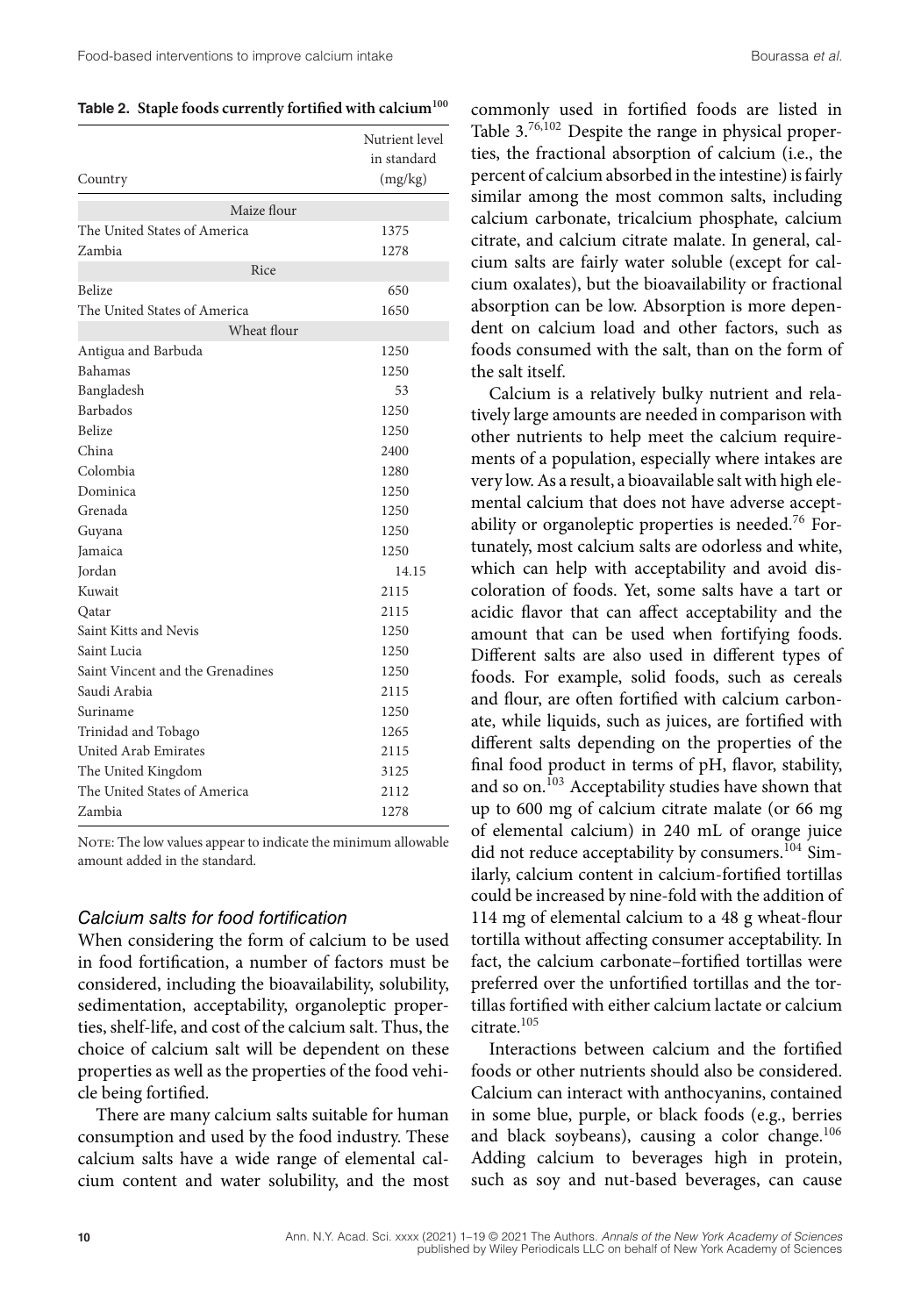**Table 2. Staple foods currently fortified with calcium[100]**

| Country | Nutrient level in standard (mg/kg) |
|---|---|
| **Maize flour** | |
| The United States of America | 1375 |
| Zambia | 1278 |
| **Rice** | |
| Belize | 650 |
| The United States of America | 1650 |
| **Wheat flour** | |
| Antigua and Barbuda | 1250 |
| Bahamas | 1250 |
| Bangladesh | 53 |
| Barbados | 1250 |
| Belize | 1250 |
| China | 2400 |
| Colombia | 1280 |
| Dominica | 1250 |
| Grenada | 1250 |
| Guyana | 1250 |
| Jamaica | 1250 |
| Jordan | 14.15 |
| Kuwait | 2115 |
| Qatar | 2115 |
| Saint Kitts and Nevis | 1250 |
| Saint Lucia | 1250 |
| Saint Vincent and the Grenadines | 1250 |
| Saudi Arabia | 2115 |
| Suriname | 1250 |
| Trinidad and Tobago | 1265 |
| United Arab Emirates | 2115 |
| The United Kingdom | 3125 |
| The United States of America | 2112 |
| Zambia | 1278 |

NOTE: The low values appear to indicate the minimum allowable amount added in the standard.

### *Calcium salts for food fortification*

When considering the form of calcium to be used in food fortification, a number of factors must be considered, including the bioavailability, solubility, sedimentation, acceptability, organoleptic properties, shelf-life, and cost of the calcium salt. Thus, the choice of calcium salt will be dependent on these properties as well as the properties of the food vehicle being fortified.

There are many calcium salts suitable for human consumption and used by the food industry. These calcium salts have a wide range of elemental calcium content and water solubility, and the most commonly used in fortified foods are listed in Table 3.[76,102] Despite the range in physical properties, the fractional absorption of calcium (i.e., the percent of calcium absorbed in the intestine) is fairly similar among the most common salts, including calcium carbonate, tricalcium phosphate, calcium citrate, and calcium citrate malate. In general, calcium salts are fairly water soluble (except for calcium oxalates), but the bioavailability or fractional absorption can be low. Absorption is more dependent on calcium load and other factors, such as foods consumed with the salt, than on the form of the salt itself.

Calcium is a relatively bulky nutrient and relatively large amounts are needed in comparison with other nutrients to help meet the calcium requirements of a population, especially where intakes are very low. As a result, a bioavailable salt with high elemental calcium that does not have adverse acceptability or organoleptic properties is needed.[76] Fortunately, most calcium salts are odorless and white, which can help with acceptability and avoid discoloration of foods. Yet, some salts have a tart or acidic flavor that can affect acceptability and the amount that can be used when fortifying foods. Different salts are also used in different types of foods. For example, solid foods, such as cereals and flour, are often fortified with calcium carbonate, while liquids, such as juices, are fortified with different salts depending on the properties of the final food product in terms of pH, flavor, stability, and so on.[103] Acceptability studies have shown that up to 600 mg of calcium citrate malate (or 66 mg of elemental calcium) in 240 mL of orange juice did not reduce acceptability by consumers.[104] Similarly, calcium content in calcium-fortified tortillas could be increased by nine-fold with the addition of 114 mg of elemental calcium to a 48 g wheat-flour tortilla without affecting consumer acceptability. In fact, the calcium carbonate–fortified tortillas were preferred over the unfortified tortillas and the tortillas fortified with either calcium lactate or calcium citrate.[105]

Interactions between calcium and the fortified foods or other nutrients should also be considered. Calcium can interact with anthocyanins, contained in some blue, purple, or black foods (e.g., berries and black soybeans), causing a color change.[106] Adding calcium to beverages high in protein, such as soy and nut-based beverages, can cause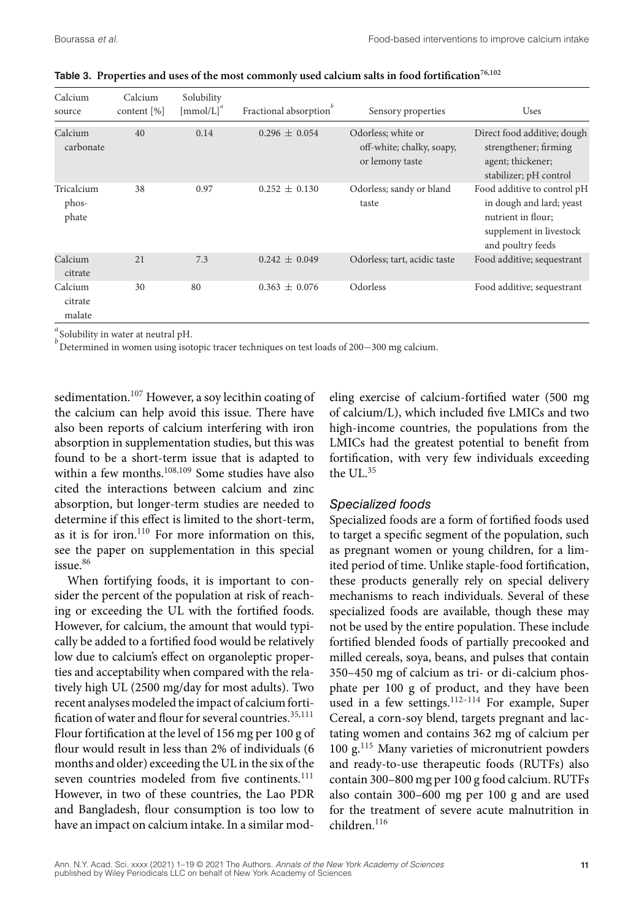**Table 3. Properties and uses of the most commonly used calcium salts in food fortification**[76,102]

| Calcium source | Calcium content [%] | Solubility [mmol/L][a] | Fractional absorption[b] | Sensory properties | Uses |
|---|---|---|---|---|---|
| Calcium carbonate | 40 | 0.14 | 0.296 ± 0.054 | Odorless; white or off-white; chalky, soapy, or lemony taste | Direct food additive; dough strengthener; firming agent; thickener; stabilizer; pH control |
| Tricalcium phosphate | 38 | 0.97 | 0.252 ± 0.130 | Odorless; sandy or bland taste | Food additive to control pH in dough and lard; yeast nutrient in flour; supplement in livestock and poultry feeds |
| Calcium citrate | 21 | 7.3 | 0.242 ± 0.049 | Odorless; tart, acidic taste | Food additive; sequestrant |
| Calcium citrate malate | 30 | 80 | 0.363 ± 0.076 | Odorless | Food additive; sequestrant |

[a] Solubility in water at neutral pH.
[b] Determined in women using isotopic tracer techniques on test loads of 200−300 mg calcium.

sedimentation.[107] However, a soy lecithin coating of the calcium can help avoid this issue. There have also been reports of calcium interfering with iron absorption in supplementation studies, but this was found to be a short-term issue that is adapted to within a few months.[108,109] Some studies have also cited the interactions between calcium and zinc absorption, but longer-term studies are needed to determine if this effect is limited to the short-term, as it is for iron.[110] For more information on this, see the paper on supplementation in this special issue.[86]

When fortifying foods, it is important to consider the percent of the population at risk of reaching or exceeding the UL with the fortified foods. However, for calcium, the amount that would typically be added to a fortified food would be relatively low due to calcium's effect on organoleptic properties and acceptability when compared with the relatively high UL (2500 mg/day for most adults). Two recent analyses modeled the impact of calcium fortification of water and flour for several countries.[35,111] Flour fortification at the level of 156 mg per 100 g of flour would result in less than 2% of individuals (6 months and older) exceeding the UL in the six of the seven countries modeled from five continents.[111] However, in two of these countries, the Lao PDR and Bangladesh, flour consumption is too low to have an impact on calcium intake. In a similar modeling exercise of calcium-fortified water (500 mg of calcium/L), which included five LMICs and two high-income countries, the populations from the LMICs had the greatest potential to benefit from fortification, with very few individuals exceeding the UL.[35]

### *Specialized foods*

Specialized foods are a form of fortified foods used to target a specific segment of the population, such as pregnant women or young children, for a limited period of time. Unlike staple-food fortification, these products generally rely on special delivery mechanisms to reach individuals. Several of these specialized foods are available, though these may not be used by the entire population. These include fortified blended foods of partially precooked and milled cereals, soya, beans, and pulses that contain 350–450 mg of calcium as tri- or di-calcium phosphate per 100 g of product, and they have been used in a few settings.[112–114] For example, Super Cereal, a corn-soy blend, targets pregnant and lactating women and contains 362 mg of calcium per 100 g.[115] Many varieties of micronutrient powders and ready-to-use therapeutic foods (RUTFs) also contain 300–800 mg per 100 g food calcium. RUTFs also contain 300–600 mg per 100 g and are used for the treatment of severe acute malnutrition in children.[116]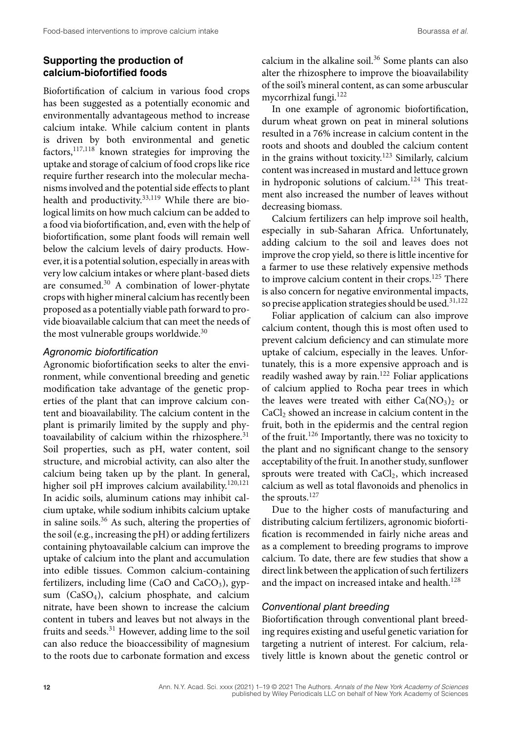## Supporting the production of calcium-biofortified foods

Biofortification of calcium in various food crops has been suggested as a potentially economic and environmentally advantageous method to increase calcium intake. While calcium content in plants is driven by both environmental and genetic factors,[117,118] known strategies for improving the uptake and storage of calcium of food crops like rice require further research into the molecular mechanisms involved and the potential side effects to plant health and productivity.[33,119] While there are biological limits on how much calcium can be added to a food via biofortification, and, even with the help of biofortification, some plant foods will remain well below the calcium levels of dairy products. However, it is a potential solution, especially in areas with very low calcium intakes or where plant-based diets are consumed.[30] A combination of lower-phytate crops with higher mineral calcium has recently been proposed as a potentially viable path forward to provide bioavailable calcium that can meet the needs of the most vulnerable groups worldwide.[30]

### *Agronomic biofortification*

Agronomic biofortification seeks to alter the environment, while conventional breeding and genetic modification take advantage of the genetic properties of the plant that can improve calcium content and bioavailability. The calcium content in the plant is primarily limited by the supply and phytoavailability of calcium within the rhizosphere.[31] Soil properties, such as pH, water content, soil structure, and microbial activity, can also alter the calcium being taken up by the plant. In general, higher soil pH improves calcium availability.[120,121] In acidic soils, aluminum cations may inhibit calcium uptake, while sodium inhibits calcium uptake in saline soils.[36] As such, altering the properties of the soil (e.g., increasing the pH) or adding fertilizers containing phytoavailable calcium can improve the uptake of calcium into the plant and accumulation into edible tissues. Common calcium-containing fertilizers, including lime (CaO and $CaCO_3$), gypsum ($CaSO_4$), calcium phosphate, and calcium nitrate, have been shown to increase the calcium content in tubers and leaves but not always in the fruits and seeds.[31] However, adding lime to the soil can also reduce the bioaccessibility of magnesium to the roots due to carbonate formation and excess calcium in the alkaline soil.[36] Some plants can also alter the rhizosphere to improve the bioavailability of the soil's mineral content, as can some arbuscular mycorrhizal fungi.[122]

In one example of agronomic biofortification, durum wheat grown on peat in mineral solutions resulted in a 76% increase in calcium content in the roots and shoots and doubled the calcium content in the grains without toxicity.[123] Similarly, calcium content was increased in mustard and lettuce grown in hydroponic solutions of calcium.[124] This treatment also increased the number of leaves without decreasing biomass.

Calcium fertilizers can help improve soil health, especially in sub-Saharan Africa. Unfortunately, adding calcium to the soil and leaves does not improve the crop yield, so there is little incentive for a farmer to use these relatively expensive methods to improve calcium content in their crops.[125] There is also concern for negative environmental impacts, so precise application strategies should be used.[31,122]

Foliar application of calcium can also improve calcium content, though this is most often used to prevent calcium deficiency and can stimulate more uptake of calcium, especially in the leaves. Unfortunately, this is a more expensive approach and is readily washed away by rain.[122] Foliar applications of calcium applied to Rocha pear trees in which the leaves were treated with either $Ca(NO_3)_2$ or $CaCl_2$ showed an increase in calcium content in the fruit, both in the epidermis and the central region of the fruit.[126] Importantly, there was no toxicity to the plant and no significant change to the sensory acceptability of the fruit. In another study, sunflower sprouts were treated with $CaCl_2$, which increased calcium as well as total flavonoids and phenolics in the sprouts.[127]

Due to the higher costs of manufacturing and distributing calcium fertilizers, agronomic biofortification is recommended in fairly niche areas and as a complement to breeding programs to improve calcium. To date, there are few studies that show a direct link between the application of such fertilizers and the impact on increased intake and health.[128]

### *Conventional plant breeding*

Biofortification through conventional plant breeding requires existing and useful genetic variation for targeting a nutrient of interest. For calcium, relatively little is known about the genetic control or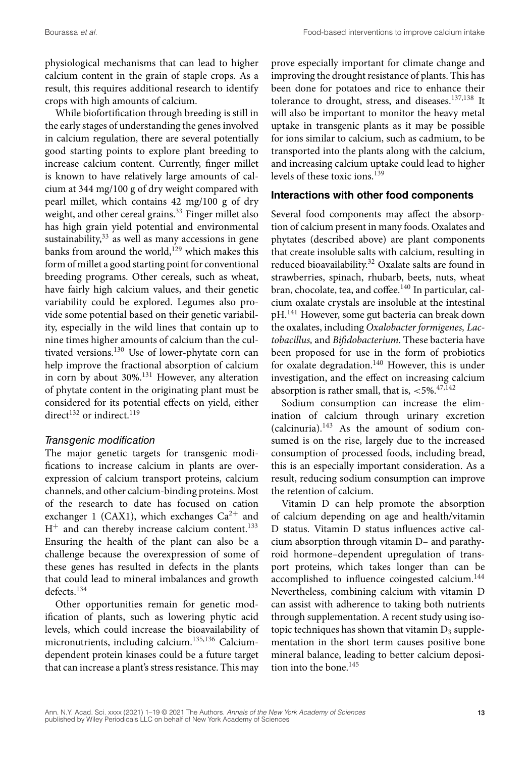physiological mechanisms that can lead to higher calcium content in the grain of staple crops. As a result, this requires additional research to identify crops with high amounts of calcium.

While biofortification through breeding is still in the early stages of understanding the genes involved in calcium regulation, there are several potentially good starting points to explore plant breeding to increase calcium content. Currently, finger millet is known to have relatively large amounts of calcium at 344 mg/100 g of dry weight compared with pearl millet, which contains 42 mg/100 g of dry weight, and other cereal grains.[33] Finger millet also has high grain yield potential and environmental sustainability,[33] as well as many accessions in gene banks from around the world,[129] which makes this form of millet a good starting point for conventional breeding programs. Other cereals, such as wheat, have fairly high calcium values, and their genetic variability could be explored. Legumes also provide some potential based on their genetic variability, especially in the wild lines that contain up to nine times higher amounts of calcium than the cultivated versions.[130] Use of lower-phytate corn can help improve the fractional absorption of calcium in corn by about 30%.[131] However, any alteration of phytate content in the originating plant must be considered for its potential effects on yield, either direct[132] or indirect.[119]

### *Transgenic modification*

The major genetic targets for transgenic modifications to increase calcium in plants are overexpression of calcium transport proteins, calcium channels, and other calcium-binding proteins. Most of the research to date has focused on cation exchanger 1 (CAX1), which exchanges $Ca^{2+}$ and $H^{+}$ and can thereby increase calcium content.[133] Ensuring the health of the plant can also be a challenge because the overexpression of some of these genes has resulted in defects in the plants that could lead to mineral imbalances and growth defects.[134]

Other opportunities remain for genetic modification of plants, such as lowering phytic acid levels, which could increase the bioavailability of micronutrients, including calcium.[135,136] Calcium-dependent protein kinases could be a future target that can increase a plant's stress resistance. This may prove especially important for climate change and improving the drought resistance of plants. This has been done for potatoes and rice to enhance their tolerance to drought, stress, and diseases.[137,138] It will also be important to monitor the heavy metal uptake in transgenic plants as it may be possible for ions similar to calcium, such as cadmium, to be transported into the plants along with the calcium, and increasing calcium uptake could lead to higher levels of these toxic ions.[139]

## Interactions with other food components

Several food components may affect the absorption of calcium present in many foods. Oxalates and phytates (described above) are plant components that create insoluble salts with calcium, resulting in reduced bioavailability.[32] Oxalate salts are found in strawberries, spinach, rhubarb, beets, nuts, wheat bran, chocolate, tea, and coffee.[140] In particular, calcium oxalate crystals are insoluble at the intestinal pH.[141] However, some gut bacteria can break down the oxalates, including *Oxalobacter formigenes, Lactobacillus,* and *Bifidobacterium*. These bacteria have been proposed for use in the form of probiotics for oxalate degradation.[140] However, this is under investigation, and the effect on increasing calcium absorption is rather small, that is, $<5\%$.[47,142]

Sodium consumption can increase the elimination of calcium through urinary excretion (calcinuria).[143] As the amount of sodium consumed is on the rise, largely due to the increased consumption of processed foods, including bread, this is an especially important consideration. As a result, reducing sodium consumption can improve the retention of calcium.

Vitamin D can help promote the absorption of calcium depending on age and health/vitamin D status. Vitamin D status influences active calcium absorption through vitamin D– and parathyroid hormone–dependent upregulation of transport proteins, which takes longer than can be accomplished to influence coingested calcium.[144] Nevertheless, combining calcium with vitamin D can assist with adherence to taking both nutrients through supplementation. A recent study using isotopic techniques has shown that vitamin $D_3$ supplementation in the short term causes positive bone mineral balance, leading to better calcium deposition into the bone.[145]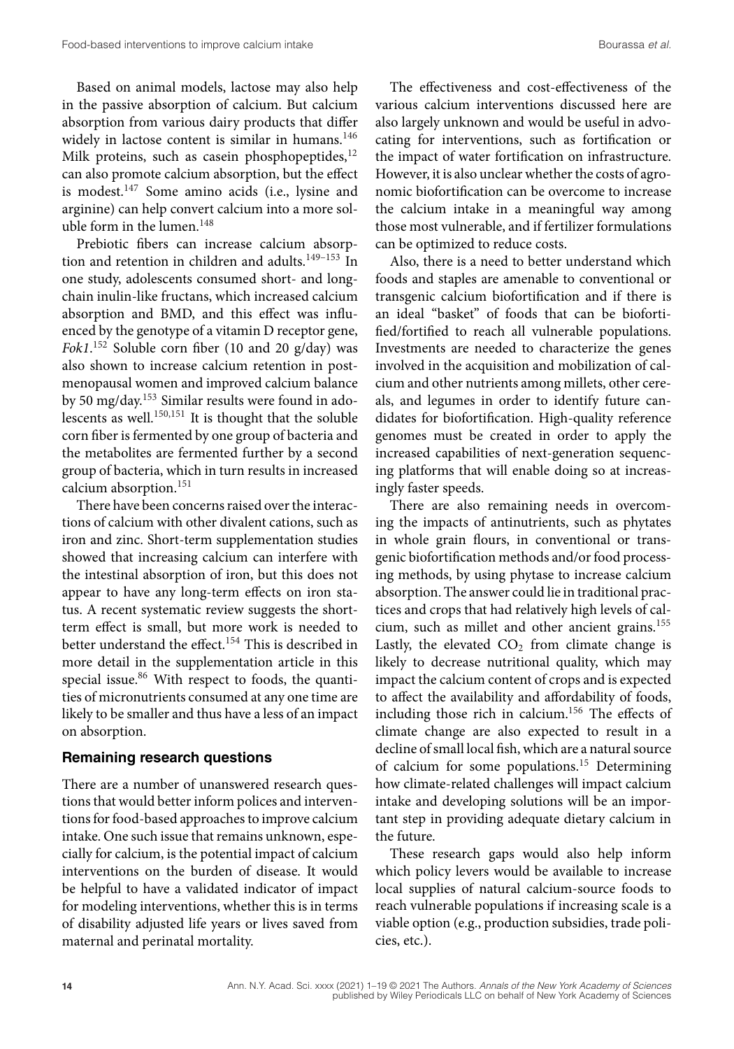Based on animal models, lactose may also help in the passive absorption of calcium. But calcium absorption from various dairy products that differ widely in lactose content is similar in humans.[146] Milk proteins, such as casein phosphopeptides,[12] can also promote calcium absorption, but the effect is modest.[147] Some amino acids (i.e., lysine and arginine) can help convert calcium into a more soluble form in the lumen.[148]

Prebiotic fibers can increase calcium absorption and retention in children and adults.[149–153] In one study, adolescents consumed short- and long-chain inulin-like fructans, which increased calcium absorption and BMD, and this effect was influenced by the genotype of a vitamin D receptor gene, *Fok1*.[152] Soluble corn fiber (10 and 20 g/day) was also shown to increase calcium retention in postmenopausal women and improved calcium balance by 50 mg/day.[153] Similar results were found in adolescents as well.[150,151] It is thought that the soluble corn fiber is fermented by one group of bacteria and the metabolites are fermented further by a second group of bacteria, which in turn results in increased calcium absorption.[151]

There have been concerns raised over the interactions of calcium with other divalent cations, such as iron and zinc. Short-term supplementation studies showed that increasing calcium can interfere with the intestinal absorption of iron, but this does not appear to have any long-term effects on iron status. A recent systematic review suggests the short-term effect is small, but more work is needed to better understand the effect.[154] This is described in more detail in the supplementation article in this special issue.[86] With respect to foods, the quantities of micronutrients consumed at any one time are likely to be smaller and thus have a less of an impact on absorption.

## Remaining research questions

There are a number of unanswered research questions that would better inform polices and interventions for food-based approaches to improve calcium intake. One such issue that remains unknown, especially for calcium, is the potential impact of calcium interventions on the burden of disease. It would be helpful to have a validated indicator of impact for modeling interventions, whether this is in terms of disability adjusted life years or lives saved from maternal and perinatal mortality.

The effectiveness and cost-effectiveness of the various calcium interventions discussed here are also largely unknown and would be useful in advocating for interventions, such as fortification or the impact of water fortification on infrastructure. However, it is also unclear whether the costs of agronomic biofortification can be overcome to increase the calcium intake in a meaningful way among those most vulnerable, and if fertilizer formulations can be optimized to reduce costs.

Also, there is a need to better understand which foods and staples are amenable to conventional or transgenic calcium biofortification and if there is an ideal "basket" of foods that can be biofortified/fortified to reach all vulnerable populations. Investments are needed to characterize the genes involved in the acquisition and mobilization of calcium and other nutrients among millets, other cereals, and legumes in order to identify future candidates for biofortification. High-quality reference genomes must be created in order to apply the increased capabilities of next-generation sequencing platforms that will enable doing so at increasingly faster speeds.

There are also remaining needs in overcoming the impacts of antinutrients, such as phytates in whole grain flours, in conventional or transgenic biofortification methods and/or food processing methods, by using phytase to increase calcium absorption. The answer could lie in traditional practices and crops that had relatively high levels of calcium, such as millet and other ancient grains.[155] Lastly, the elevated $CO_2$ from climate change is likely to decrease nutritional quality, which may impact the calcium content of crops and is expected to affect the availability and affordability of foods, including those rich in calcium.[156] The effects of climate change are also expected to result in a decline of small local fish, which are a natural source of calcium for some populations.[15] Determining how climate-related challenges will impact calcium intake and developing solutions will be an important step in providing adequate dietary calcium in the future.

These research gaps would also help inform which policy levers would be available to increase local supplies of natural calcium-source foods to reach vulnerable populations if increasing scale is a viable option (e.g., production subsidies, trade policies, etc.).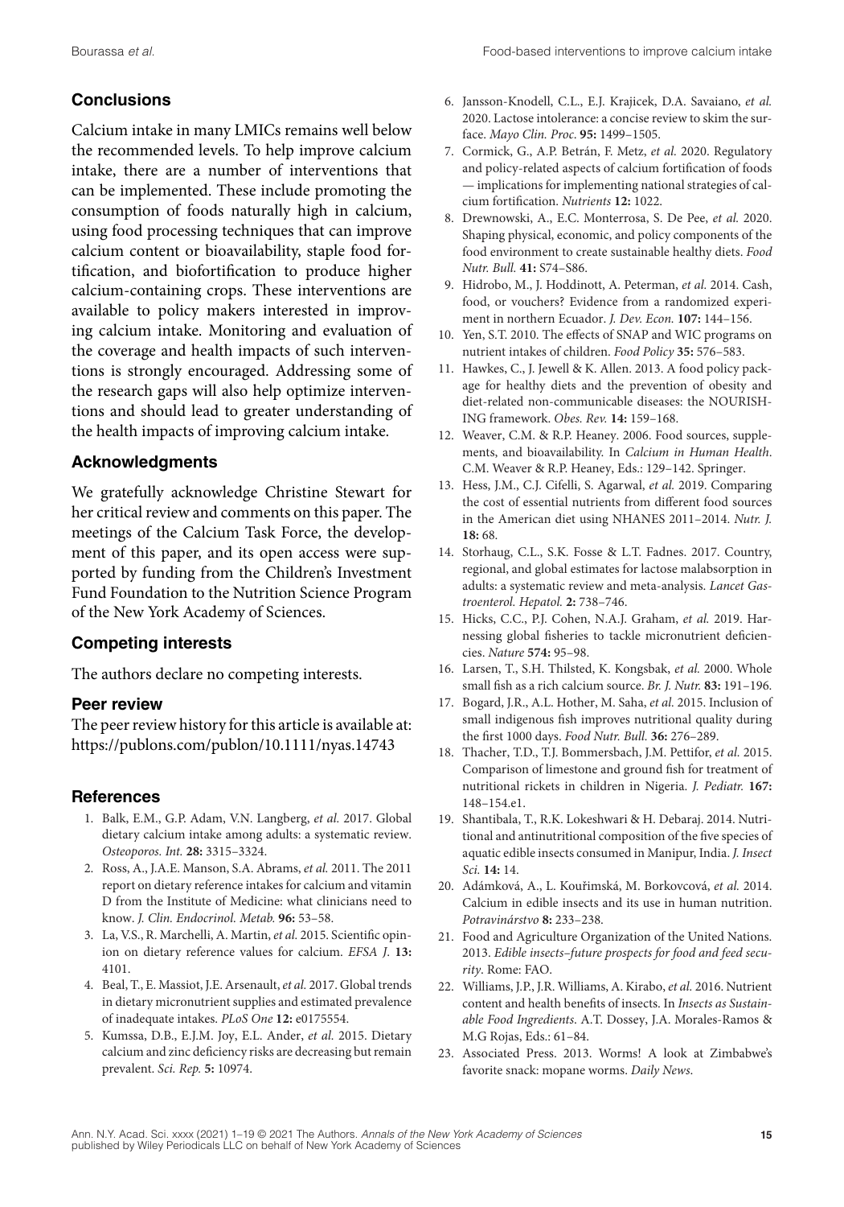## Conclusions

Calcium intake in many LMICs remains well below the recommended levels. To help improve calcium intake, there are a number of interventions that can be implemented. These include promoting the consumption of foods naturally high in calcium, using food processing techniques that can improve calcium content or bioavailability, staple food fortification, and biofortification to produce higher calcium-containing crops. These interventions are available to policy makers interested in improving calcium intake. Monitoring and evaluation of the coverage and health impacts of such interventions is strongly encouraged. Addressing some of the research gaps will also help optimize interventions and should lead to greater understanding of the health impacts of improving calcium intake.

## Acknowledgments

We gratefully acknowledge Christine Stewart for her critical review and comments on this paper. The meetings of the Calcium Task Force, the development of this paper, and its open access were supported by funding from the Children's Investment Fund Foundation to the Nutrition Science Program of the New York Academy of Sciences.

## Competing interests

The authors declare no competing interests.

## Peer review

The peer review history for this article is available at: https://publons.com/publon/10.1111/nyas.14743

## References

1. Balk, E.M., G.P. Adam, V.N. Langberg, *et al.* 2017. Global dietary calcium intake among adults: a systematic review. *Osteoporos. Int.* **28:** 3315–3324.
2. Ross, A., J.A.E. Manson, S.A. Abrams, *et al.* 2011. The 2011 report on dietary reference intakes for calcium and vitamin D from the Institute of Medicine: what clinicians need to know. *J. Clin. Endocrinol. Metab.* **96:** 53–58.
3. La, V.S., R. Marchelli, A. Martin, *et al.* 2015. Scientific opinion on dietary reference values for calcium. *EFSA J.* **13:** 4101.
4. Beal, T., E. Massiot, J.E. Arsenault, *et al.* 2017. Global trends in dietary micronutrient supplies and estimated prevalence of inadequate intakes. *PLoS One* **12:** e0175554.
5. Kumssa, D.B., E.J.M. Joy, E.L. Ander, *et al.* 2015. Dietary calcium and zinc deficiency risks are decreasing but remain prevalent. *Sci. Rep.* **5:** 10974.
6. Jansson-Knodell, C.L., E.J. Krajicek, D.A. Savaiano, *et al.* 2020. Lactose intolerance: a concise review to skim the surface. *Mayo Clin. Proc.* **95:** 1499–1505.
7. Cormick, G., A.P. Betrán, F. Metz, *et al.* 2020. Regulatory and policy-related aspects of calcium fortification of foods — implications for implementing national strategies of calcium fortification. *Nutrients* **12:** 1022.
8. Drewnowski, A., E.C. Monterrosa, S. De Pee, *et al.* 2020. Shaping physical, economic, and policy components of the food environment to create sustainable healthy diets. *Food Nutr. Bull.* **41:** S74–S86.
9. Hidrobo, M., J. Hoddinott, A. Peterman, *et al.* 2014. Cash, food, or vouchers? Evidence from a randomized experiment in northern Ecuador. *J. Dev. Econ.* **107:** 144–156.
10. Yen, S.T. 2010. The effects of SNAP and WIC programs on nutrient intakes of children. *Food Policy* **35:** 576–583.
11. Hawkes, C., J. Jewell & K. Allen. 2013. A food policy package for healthy diets and the prevention of obesity and diet-related non-communicable diseases: the NOURISHING framework. *Obes. Rev.* **14:** 159–168.
12. Weaver, C.M. & R.P. Heaney. 2006. Food sources, supplements, and bioavailability. In *Calcium in Human Health*. C.M. Weaver & R.P. Heaney, Eds.: 129–142. Springer.
13. Hess, J.M., C.J. Cifelli, S. Agarwal, *et al.* 2019. Comparing the cost of essential nutrients from different food sources in the American diet using NHANES 2011–2014. *Nutr. J.* **18:** 68.
14. Storhaug, C.L., S.K. Fosse & L.T. Fadnes. 2017. Country, regional, and global estimates for lactose malabsorption in adults: a systematic review and meta-analysis. *Lancet Gastroenterol. Hepatol.* **2:** 738–746.
15. Hicks, C.C., P.J. Cohen, N.A.J. Graham, *et al.* 2019. Harnessing global fisheries to tackle micronutrient deficiencies. *Nature* **574:** 95–98.
16. Larsen, T., S.H. Thilsted, K. Kongsbak, *et al.* 2000. Whole small fish as a rich calcium source. *Br. J. Nutr.* **83:** 191–196.
17. Bogard, J.R., A.L. Hother, M. Saha, *et al.* 2015. Inclusion of small indigenous fish improves nutritional quality during the first 1000 days. *Food Nutr. Bull.* **36:** 276–289.
18. Thacher, T.D., T.J. Bommersbach, J.M. Pettifor, *et al.* 2015. Comparison of limestone and ground fish for treatment of nutritional rickets in children in Nigeria. *J. Pediatr.* **167:** 148–154.e1.
19. Shantibala, T., R.K. Lokeshwari & H. Debaraj. 2014. Nutritional and antinutritional composition of the five species of aquatic edible insects consumed in Manipur, India. *J. Insect Sci.* **14:** 14.
20. Adámková, A., L. Kouřimská, M. Borkovcová, *et al.* 2014. Calcium in edible insects and its use in human nutrition. *Potravinárstvo* **8:** 233–238.
21. Food and Agriculture Organization of the United Nations. 2013. *Edible insects–future prospects for food and feed security*. Rome: FAO.
22. Williams, J.P., J.R. Williams, A. Kirabo, *et al.* 2016. Nutrient content and health benefits of insects. In *Insects as Sustainable Food Ingredients*. A.T. Dossey, J.A. Morales-Ramos & M.G Rojas, Eds.: 61–84.
23. Associated Press. 2013. Worms! A look at Zimbabwe's favorite snack: mopane worms. *Daily News*.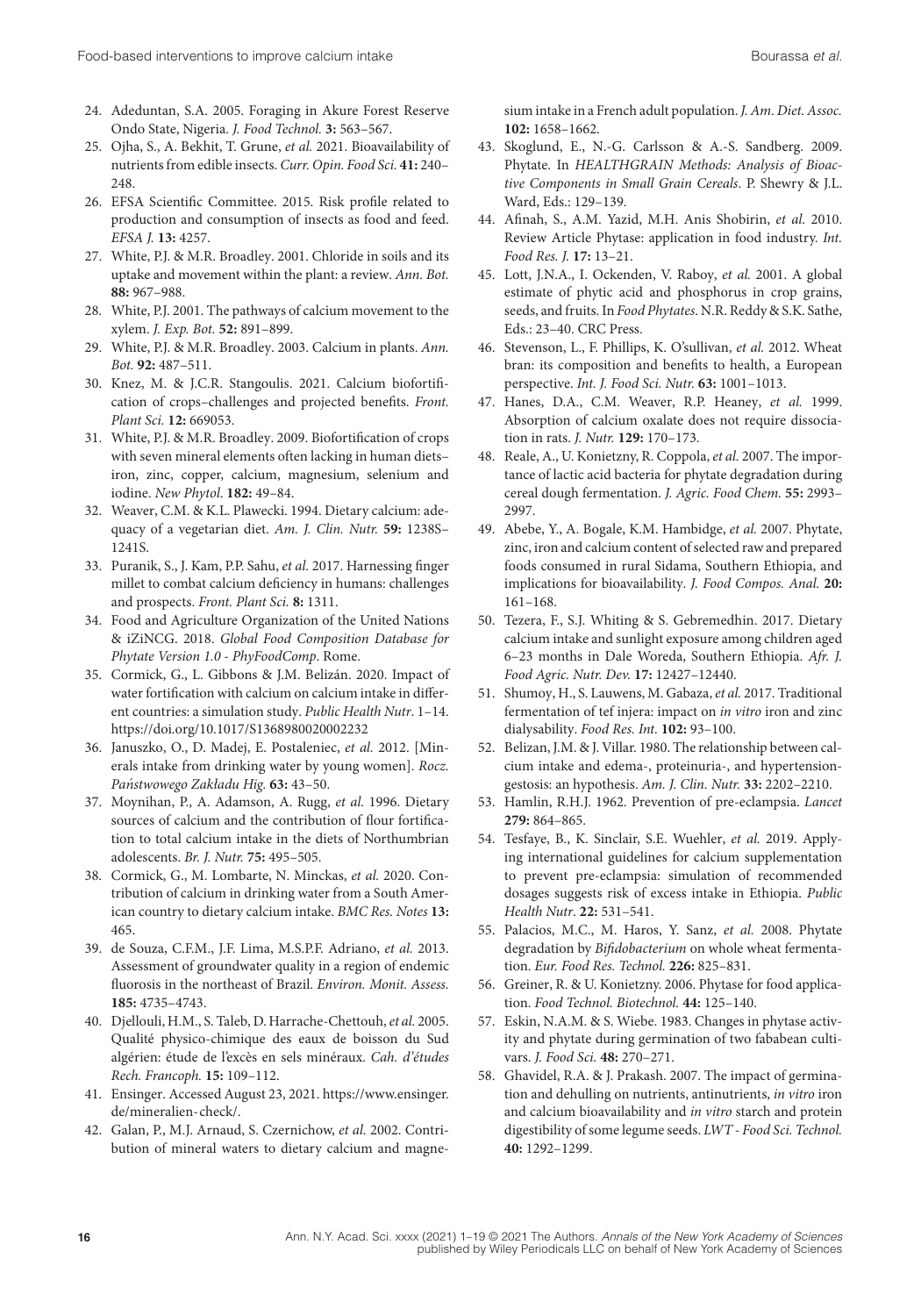24. Adeduntan, S.A. 2005. Foraging in Akure Forest Reserve Ondo State, Nigeria. *J. Food Technol.* **3:** 563–567.
25. Ojha, S., A. Bekhit, T. Grune, *et al.* 2021. Bioavailability of nutrients from edible insects. *Curr. Opin. Food Sci.* **41:** 240–248.
26. EFSA Scientific Committee. 2015. Risk profile related to production and consumption of insects as food and feed. *EFSA J.* **13:** 4257.
27. White, P.J. & M.R. Broadley. 2001. Chloride in soils and its uptake and movement within the plant: a review. *Ann. Bot.* **88:** 967–988.
28. White, P.J. 2001. The pathways of calcium movement to the xylem. *J. Exp. Bot.* **52:** 891–899.
29. White, P.J. & M.R. Broadley. 2003. Calcium in plants. *Ann. Bot.* **92:** 487–511.
30. Knez, M. & J.C.R. Stangoulis. 2021. Calcium biofortification of crops–challenges and projected benefits. *Front. Plant Sci.* **12:** 669053.
31. White, P.J. & M.R. Broadley. 2009. Biofortification of crops with seven mineral elements often lacking in human diets–iron, zinc, copper, calcium, magnesium, selenium and iodine. *New Phytol*. **182:** 49–84.
32. Weaver, C.M. & K.L. Plawecki. 1994. Dietary calcium: adequacy of a vegetarian diet. *Am. J. Clin. Nutr.* **59:** 1238S–1241S.
33. Puranik, S., J. Kam, P.P. Sahu, *et al.* 2017. Harnessing finger millet to combat calcium deficiency in humans: challenges and prospects. *Front. Plant Sci.* **8:** 1311.
34. Food and Agriculture Organization of the United Nations & iZiNCG. 2018. *Global Food Composition Database for Phytate Version 1.0 - PhyFoodComp*. Rome.
35. Cormick, G., L. Gibbons & J.M. Belizán. 2020. Impact of water fortification with calcium on calcium intake in different countries: a simulation study. *Public Health Nutr*. 1–14. https://doi.org/10.1017/S1368980020002232
36. Januszko, O., D. Madej, E. Postaleniec, *et al.* 2012. [Minerals intake from drinking water by young women]. *Rocz. Państwowego Zakładu Hig.* **63:** 43–50.
37. Moynihan, P., A. Adamson, A. Rugg, *et al.* 1996. Dietary sources of calcium and the contribution of flour fortification to total calcium intake in the diets of Northumbrian adolescents. *Br. J. Nutr.* **75:** 495–505.
38. Cormick, G., M. Lombarte, N. Minckas, *et al.* 2020. Contribution of calcium in drinking water from a South American country to dietary calcium intake. *BMC Res. Notes* **13:** 465.
39. de Souza, C.F.M., J.F. Lima, M.S.P.F. Adriano, *et al.* 2013. Assessment of groundwater quality in a region of endemic fluorosis in the northeast of Brazil. *Environ. Monit. Assess.* **185:** 4735–4743.
40. Djellouli, H.M., S. Taleb, D. Harrache-Chettouh, *et al.* 2005. Qualité physico-chimique des eaux de boisson du Sud algérien: étude de l'excès en sels minéraux. *Cah. d'études Rech. Francoph.* **15:** 109–112.
41. Ensinger. Accessed August 23, 2021. https://www.ensinger.de/mineralien-check/.
42. Galan, P., M.J. Arnaud, S. Czernichow, *et al.* 2002. Contribution of mineral waters to dietary calcium and magnesium intake in a French adult population. *J. Am. Diet. Assoc.* **102:** 1658–1662.
43. Skoglund, E., N.-G. Carlsson & A.-S. Sandberg. 2009. Phytate. In *HEALTHGRAIN Methods: Analysis of Bioactive Components in Small Grain Cereals*. P. Shewry & J.L. Ward, Eds.: 129–139.
44. Afinah, S., A.M. Yazid, M.H. Anis Shobirin, *et al.* 2010. Review Article Phytase: application in food industry. *Int. Food Res. J.* **17:** 13–21.
45. Lott, J.N.A., I. Ockenden, V. Raboy, *et al.* 2001. A global estimate of phytic acid and phosphorus in crop grains, seeds, and fruits. In *Food Phytates*. N.R. Reddy & S.K. Sathe, Eds.: 23–40. CRC Press.
46. Stevenson, L., F. Phillips, K. O'sullivan, *et al.* 2012. Wheat bran: its composition and benefits to health, a European perspective. *Int. J. Food Sci. Nutr.* **63:** 1001–1013.
47. Hanes, D.A., C.M. Weaver, R.P. Heaney, *et al.* 1999. Absorption of calcium oxalate does not require dissociation in rats. *J. Nutr.* **129:** 170–173.
48. Reale, A., U. Konietzny, R. Coppola, *et al.* 2007. The importance of lactic acid bacteria for phytate degradation during cereal dough fermentation. *J. Agric. Food Chem.* **55:** 2993–2997.
49. Abebe, Y., A. Bogale, K.M. Hambidge, *et al.* 2007. Phytate, zinc, iron and calcium content of selected raw and prepared foods consumed in rural Sidama, Southern Ethiopia, and implications for bioavailability. *J. Food Compos. Anal.* **20:** 161–168.
50. Tezera, F., S.J. Whiting & S. Gebremedhin. 2017. Dietary calcium intake and sunlight exposure among children aged 6–23 months in Dale Woreda, Southern Ethiopia. *Afr. J. Food Agric. Nutr. Dev.* **17:** 12427–12440.
51. Shumoy, H., S. Lauwens, M. Gabaza, *et al.* 2017. Traditional fermentation of tef injera: impact on *in vitro* iron and zinc dialysability. *Food Res. Int.* **102:** 93–100.
52. Belizan, J.M. & J. Villar. 1980. The relationship between calcium intake and edema-, proteinuria-, and hypertension-gestosis: an hypothesis. *Am. J. Clin. Nutr.* **33:** 2202–2210.
53. Hamlin, R.H.J. 1962. Prevention of pre-eclampsia. *Lancet* **279:** 864–865.
54. Tesfaye, B., K. Sinclair, S.E. Wuehler, *et al.* 2019. Applying international guidelines for calcium supplementation to prevent pre-eclampsia: simulation of recommended dosages suggests risk of excess intake in Ethiopia. *Public Health Nutr*. **22:** 531–541.
55. Palacios, M.C., M. Haros, Y. Sanz, *et al.* 2008. Phytate degradation by *Bifidobacterium* on whole wheat fermentation. *Eur. Food Res. Technol.* **226:** 825–831.
56. Greiner, R. & U. Konietzny. 2006. Phytase for food application. *Food Technol. Biotechnol.* **44:** 125–140.
57. Eskin, N.A.M. & S. Wiebe. 1983. Changes in phytase activity and phytate during germination of two fababean cultivars. *J. Food Sci.* **48:** 270–271.
58. Ghavidel, R.A. & J. Prakash. 2007. The impact of germination and dehulling on nutrients, antinutrients, *in vitro* iron and calcium bioavailability and *in vitro* starch and protein digestibility of some legume seeds. *LWT - Food Sci. Technol.* **40:** 1292–1299.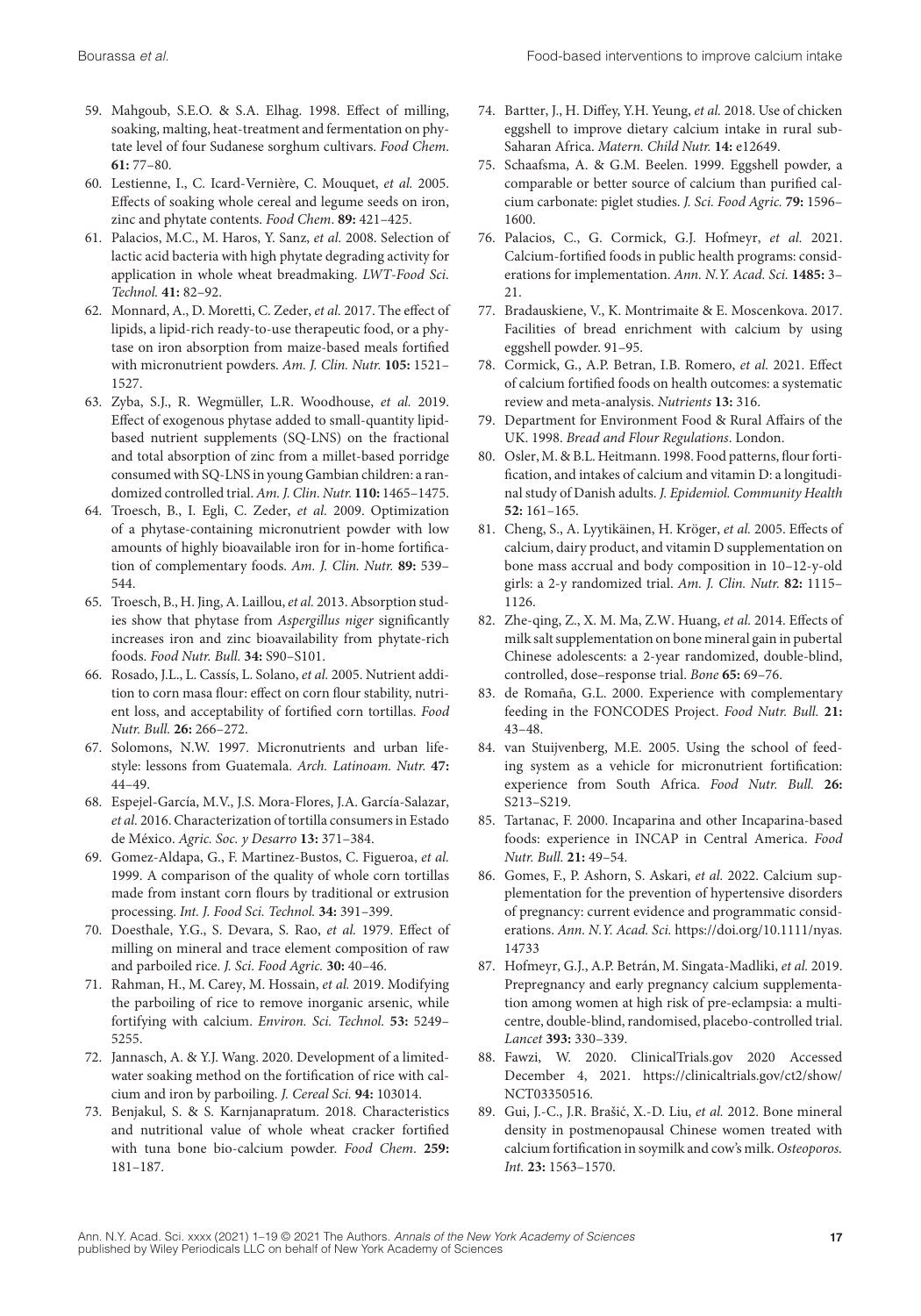59. Mahgoub, S.E.O. & S.A. Elhag. 1998. Effect of milling, soaking, malting, heat-treatment and fermentation on phytate level of four Sudanese sorghum cultivars. *Food Chem*. **61:** 77–80.
60. Lestienne, I., C. Icard-Vernière, C. Mouquet, *et al.* 2005. Effects of soaking whole cereal and legume seeds on iron, zinc and phytate contents. *Food Chem*. **89:** 421–425.
61. Palacios, M.C., M. Haros, Y. Sanz, *et al.* 2008. Selection of lactic acid bacteria with high phytate degrading activity for application in whole wheat breadmaking. *LWT-Food Sci. Technol.* **41:** 82–92.
62. Monnard, A., D. Moretti, C. Zeder, *et al.* 2017. The effect of lipids, a lipid-rich ready-to-use therapeutic food, or a phytase on iron absorption from maize-based meals fortified with micronutrient powders. *Am. J. Clin. Nutr.* **105:** 1521–1527.
63. Zyba, S.J., R. Wegmüller, L.R. Woodhouse, *et al.* 2019. Effect of exogenous phytase added to small-quantity lipid-based nutrient supplements (SQ-LNS) on the fractional and total absorption of zinc from a millet-based porridge consumed with SQ-LNS in young Gambian children: a randomized controlled trial. *Am. J. Clin. Nutr.* **110:** 1465–1475.
64. Troesch, B., I. Egli, C. Zeder, *et al.* 2009. Optimization of a phytase-containing micronutrient powder with low amounts of highly bioavailable iron for in-home fortification of complementary foods. *Am. J. Clin. Nutr.* **89:** 539–544.
65. Troesch, B., H. Jing, A. Laillou, *et al.* 2013. Absorption studies show that phytase from *Aspergillus niger* significantly increases iron and zinc bioavailability from phytate-rich foods. *Food Nutr. Bull.* **34:** S90–S101.
66. Rosado, J.L., L. Cassís, L. Solano, *et al.* 2005. Nutrient addition to corn masa flour: effect on corn flour stability, nutrient loss, and acceptability of fortified corn tortillas. *Food Nutr. Bull.* **26:** 266–272.
67. Solomons, N.W. 1997. Micronutrients and urban lifestyle: lessons from Guatemala. *Arch. Latinoam. Nutr.* **47:** 44–49.
68. Espejel-García, M.V., J.S. Mora-Flores, J.A. García-Salazar, *et al.* 2016. Characterization of tortilla consumers in Estado de México. *Agric. Soc. y Desarro* **13:** 371–384.
69. Gomez-Aldapa, G., F. Martinez-Bustos, C. Figueroa, *et al.* 1999. A comparison of the quality of whole corn tortillas made from instant corn flours by traditional or extrusion processing. *Int. J. Food Sci. Technol.* **34:** 391–399.
70. Doesthale, Y.G., S. Devara, S. Rao, *et al.* 1979. Effect of milling on mineral and trace element composition of raw and parboiled rice. *J. Sci. Food Agric.* **30:** 40–46.
71. Rahman, H., M. Carey, M. Hossain, *et al.* 2019. Modifying the parboiling of rice to remove inorganic arsenic, while fortifying with calcium. *Environ. Sci. Technol.* **53:** 5249–5255.
72. Jannasch, A. & Y.J. Wang. 2020. Development of a limited-water soaking method on the fortification of rice with calcium and iron by parboiling. *J. Cereal Sci.* **94:** 103014.
73. Benjakul, S. & S. Karnjanapratum. 2018. Characteristics and nutritional value of whole wheat cracker fortified with tuna bone bio-calcium powder. *Food Chem*. **259:** 181–187.
74. Bartter, J., H. Diffey, Y.H. Yeung, *et al.* 2018. Use of chicken eggshell to improve dietary calcium intake in rural sub-Saharan Africa. *Matern. Child Nutr.* **14:** e12649.
75. Schaafsma, A. & G.M. Beelen. 1999. Eggshell powder, a comparable or better source of calcium than purified calcium carbonate: piglet studies. *J. Sci. Food Agric.* **79:** 1596–1600.
76. Palacios, C., G. Cormick, G.J. Hofmeyr, *et al.* 2021. Calcium-fortified foods in public health programs: considerations for implementation. *Ann. N.Y. Acad. Sci.* **1485:** 3–21.
77. Bradauskiene, V., K. Montrimaite & E. Moscenkova. 2017. Facilities of bread enrichment with calcium by using eggshell powder. 91–95.
78. Cormick, G., A.P. Betran, I.B. Romero, *et al.* 2021. Effect of calcium fortified foods on health outcomes: a systematic review and meta-analysis. *Nutrients* **13:** 316.
79. Department for Environment Food & Rural Affairs of the UK. 1998. *Bread and Flour Regulations*. London.
80. Osler, M. & B.L. Heitmann. 1998. Food patterns, flour fortification, and intakes of calcium and vitamin D: a longitudinal study of Danish adults. *J. Epidemiol. Community Health* **52:** 161–165.
81. Cheng, S., A. Lyytikäinen, H. Kröger, *et al.* 2005. Effects of calcium, dairy product, and vitamin D supplementation on bone mass accrual and body composition in 10–12-y-old girls: a 2-y randomized trial. *Am. J. Clin. Nutr.* **82:** 1115–1126.
82. Zhe-qing, Z., X. M. Ma, Z.W. Huang, *et al.* 2014. Effects of milk salt supplementation on bone mineral gain in pubertal Chinese adolescents: a 2-year randomized, double-blind, controlled, dose–response trial. *Bone* **65:** 69–76.
83. de Romaña, G.L. 2000. Experience with complementary feeding in the FONCODES Project. *Food Nutr. Bull.* **21:** 43–48.
84. van Stuijvenberg, M.E. 2005. Using the school of feeding system as a vehicle for micronutrient fortification: experience from South Africa. *Food Nutr. Bull.* **26:** S213–S219.
85. Tartanac, F. 2000. Incaparina and other Incaparina-based foods: experience in INCAP in Central America. *Food Nutr. Bull.* **21:** 49–54.
86. Gomes, F., P. Ashorn, S. Askari, *et al.* 2022. Calcium supplementation for the prevention of hypertensive disorders of pregnancy: current evidence and programmatic considerations. *Ann. N.Y. Acad. Sci.* https://doi.org/10.1111/nyas.14733
87. Hofmeyr, G.J., A.P. Betrán, M. Singata-Madliki, *et al.* 2019. Prepregnancy and early pregnancy calcium supplementation among women at high risk of pre-eclampsia: a multicentre, double-blind, randomised, placebo-controlled trial. *Lancet* **393:** 330–339.
88. Fawzi, W. 2020. ClinicalTrials.gov 2020 Accessed December 4, 2021. https://clinicaltrials.gov/ct2/show/NCT03350516.
89. Gui, J.-C., J.R. Brašić, X.-D. Liu, *et al.* 2012. Bone mineral density in postmenopausal Chinese women treated with calcium fortification in soymilk and cow's milk. *Osteoporos. Int.* **23:** 1563–1570.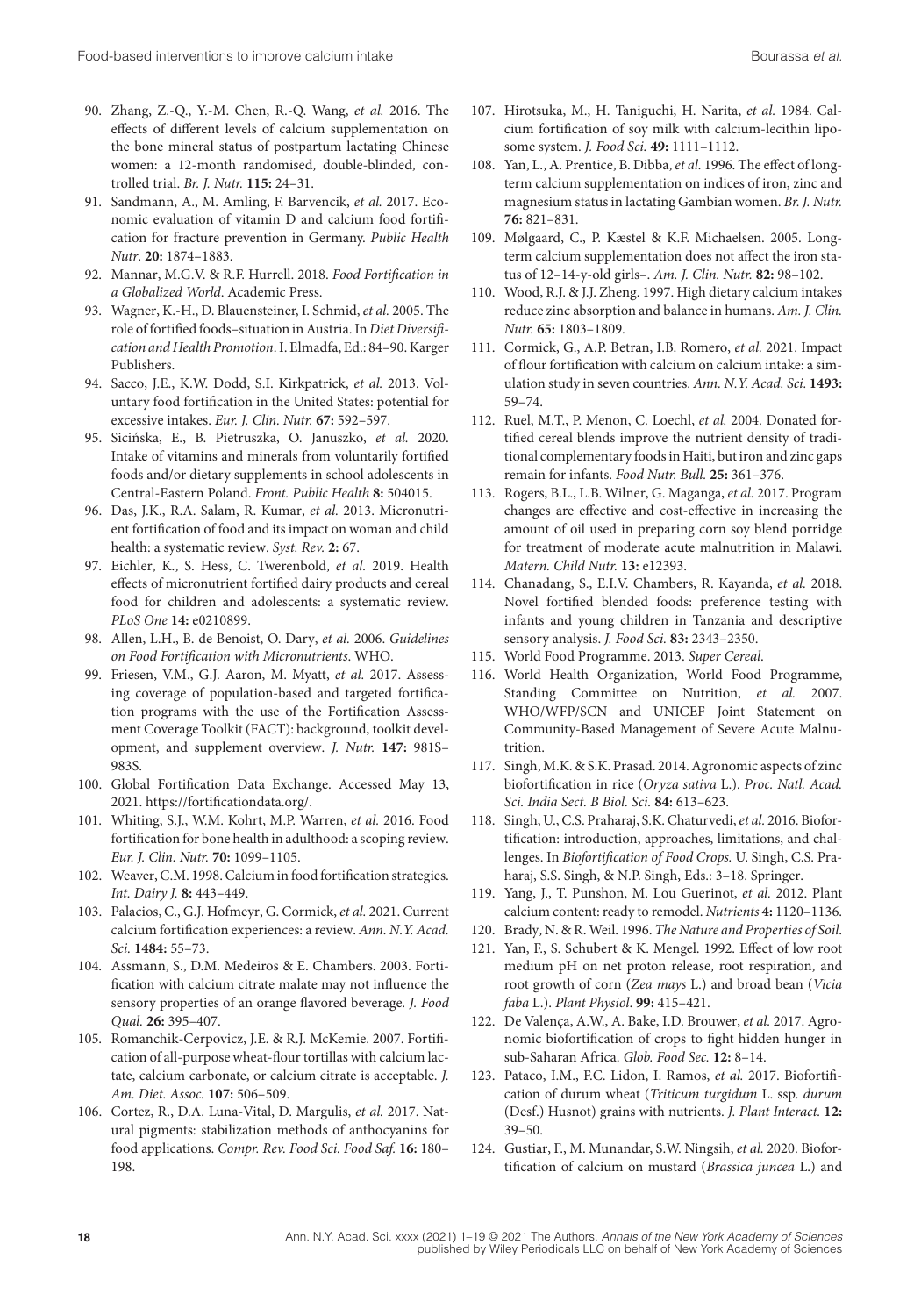90. Zhang, Z.-Q., Y.-M. Chen, R.-Q. Wang, *et al.* 2016. The effects of different levels of calcium supplementation on the bone mineral status of postpartum lactating Chinese women: a 12-month randomised, double-blinded, controlled trial. *Br. J. Nutr.* **115:** 24–31.
91. Sandmann, A., M. Amling, F. Barvencik, *et al.* 2017. Economic evaluation of vitamin D and calcium food fortification for fracture prevention in Germany. *Public Health Nutr*. **20:** 1874–1883.
92. Mannar, M.G.V. & R.F. Hurrell. 2018. *Food Fortification in a Globalized World*. Academic Press.
93. Wagner, K.-H., D. Blauensteiner, I. Schmid, *et al.* 2005. The role of fortified foods–situation in Austria. In *Diet Diversification and Health Promotion*. I. Elmadfa, Ed.: 84–90. Karger Publishers.
94. Sacco, J.E., K.W. Dodd, S.I. Kirkpatrick, *et al.* 2013. Voluntary food fortification in the United States: potential for excessive intakes. *Eur. J. Clin. Nutr.* **67:** 592–597.
95. Sicińska, E., B. Pietruszka, O. Januszko, *et al.* 2020. Intake of vitamins and minerals from voluntarily fortified foods and/or dietary supplements in school adolescents in Central-Eastern Poland. *Front. Public Health* **8:** 504015.
96. Das, J.K., R.A. Salam, R. Kumar, *et al.* 2013. Micronutrient fortification of food and its impact on woman and child health: a systematic review. *Syst. Rev.* **2:** 67.
97. Eichler, K., S. Hess, C. Twerenbold, *et al.* 2019. Health effects of micronutrient fortified dairy products and cereal food for children and adolescents: a systematic review. *PLoS One* **14:** e0210899.
98. Allen, L.H., B. de Benoist, O. Dary, *et al.* 2006. *Guidelines on Food Fortification with Micronutrients*. WHO.
99. Friesen, V.M., G.J. Aaron, M. Myatt, *et al.* 2017. Assessing coverage of population-based and targeted fortification programs with the use of the Fortification Assessment Coverage Toolkit (FACT): background, toolkit development, and supplement overview. *J. Nutr.* **147:** 981S–983S.
100. Global Fortification Data Exchange. Accessed May 13, 2021. https://fortificationdata.org/.
101. Whiting, S.J., W.M. Kohrt, M.P. Warren, *et al.* 2016. Food fortification for bone health in adulthood: a scoping review. *Eur. J. Clin. Nutr.* **70:** 1099–1105.
102. Weaver, C.M. 1998. Calcium in food fortification strategies. *Int. Dairy J.* **8:** 443–449.
103. Palacios, C., G.J. Hofmeyr, G. Cormick, *et al.* 2021. Current calcium fortification experiences: a review. *Ann. N.Y. Acad. Sci.* **1484:** 55–73.
104. Assmann, S., D.M. Medeiros & E. Chambers. 2003. Fortification with calcium citrate malate may not influence the sensory properties of an orange flavored beverage. *J. Food Qual.* **26:** 395–407.
105. Romanchik-Cerpovicz, J.E. & R.J. McKemie. 2007. Fortification of all-purpose wheat-flour tortillas with calcium lactate, calcium carbonate, or calcium citrate is acceptable. *J. Am. Diet. Assoc.* **107:** 506–509.
106. Cortez, R., D.A. Luna-Vital, D. Margulis, *et al.* 2017. Natural pigments: stabilization methods of anthocyanins for food applications. *Compr. Rev. Food Sci. Food Saf.* **16:** 180–198.
107. Hirotsuka, M., H. Taniguchi, H. Narita, *et al.* 1984. Calcium fortification of soy milk with calcium-lecithin liposome system. *J. Food Sci.* **49:** 1111–1112.
108. Yan, L., A. Prentice, B. Dibba, *et al.* 1996. The effect of long-term calcium supplementation on indices of iron, zinc and magnesium status in lactating Gambian women. *Br. J. Nutr.* **76:** 821–831.
109. Mølgaard, C., P. Kæstel & K.F. Michaelsen. 2005. Long-term calcium supplementation does not affect the iron status of 12–14-y-old girls–. *Am. J. Clin. Nutr.* **82:** 98–102.
110. Wood, R.J. & J.J. Zheng. 1997. High dietary calcium intakes reduce zinc absorption and balance in humans. *Am. J. Clin. Nutr.* **65:** 1803–1809.
111. Cormick, G., A.P. Betran, I.B. Romero, *et al.* 2021. Impact of flour fortification with calcium on calcium intake: a simulation study in seven countries. *Ann. N.Y. Acad. Sci.* **1493:** 59–74.
112. Ruel, M.T., P. Menon, C. Loechl, *et al.* 2004. Donated fortified cereal blends improve the nutrient density of traditional complementary foods in Haiti, but iron and zinc gaps remain for infants. *Food Nutr. Bull.* **25:** 361–376.
113. Rogers, B.L., L.B. Wilner, G. Maganga, *et al.* 2017. Program changes are effective and cost-effective in increasing the amount of oil used in preparing corn soy blend porridge for treatment of moderate acute malnutrition in Malawi. *Matern. Child Nutr.* **13:** e12393.
114. Chanadang, S., E.I.V. Chambers, R. Kayanda, *et al.* 2018. Novel fortified blended foods: preference testing with infants and young children in Tanzania and descriptive sensory analysis. *J. Food Sci.* **83:** 2343–2350.
115. World Food Programme. 2013. *Super Cereal*.
116. World Health Organization, World Food Programme, Standing Committee on Nutrition, *et al.* 2007. WHO/WFP/SCN and UNICEF Joint Statement on Community-Based Management of Severe Acute Malnutrition.
117. Singh, M.K. & S.K. Prasad. 2014. Agronomic aspects of zinc biofortification in rice (*Oryza sativa* L.). *Proc. Natl. Acad. Sci. India Sect. B Biol. Sci.* **84:** 613–623.
118. Singh, U., C.S. Praharaj, S.K. Chaturvedi, *et al.* 2016. Biofortification: introduction, approaches, limitations, and challenges. In *Biofortification of Food Crops.* U. Singh, C.S. Praharaj, S.S. Singh, & N.P. Singh, Eds.: 3–18. Springer.
119. Yang, J., T. Punshon, M. Lou Guerinot, *et al.* 2012. Plant calcium content: ready to remodel. *Nutrients* **4:** 1120–1136.
120. Brady, N. & R. Weil. 1996. *The Nature and Properties of Soil*.
121. Yan, F., S. Schubert & K. Mengel. 1992. Effect of low root medium pH on net proton release, root respiration, and root growth of corn (*Zea mays* L.) and broad bean (*Vicia faba* L.). *Plant Physiol.* **99:** 415–421.
122. De Valença, A.W., A. Bake, I.D. Brouwer, *et al.* 2017. Agronomic biofortification of crops to fight hidden hunger in sub-Saharan Africa. *Glob. Food Sec.* **12:** 8–14.
123. Pataco, I.M., F.C. Lidon, I. Ramos, *et al.* 2017. Biofortification of durum wheat (*Triticum turgidum* L. ssp. *durum* (Desf.) Husnot) grains with nutrients. *J. Plant Interact.* **12:** 39–50.
124. Gustiar, F., M. Munandar, S.W. Ningsih, *et al.* 2020. Biofortification of calcium on mustard (*Brassica juncea* L.) and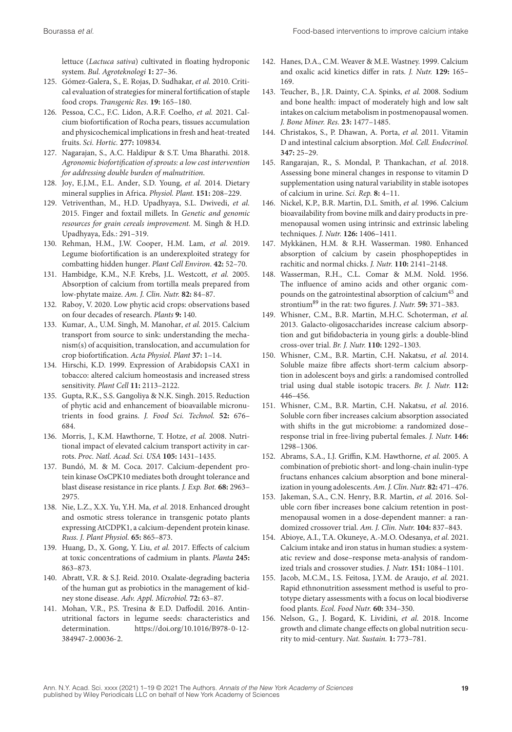lettuce (*Lactuca sativa*) cultivated in floating hydroponic system. *Bul. Agroteknologi* **1:** 27–36.

125. Gómez-Galera, S., E. Rojas, D. Sudhakar, *et al.* 2010. Critical evaluation of strategies for mineral fortification of staple food crops. *Transgenic Res.* **19:** 165–180.
126. Pessoa, C.C., F.C. Lidon, A.R.F. Coelho, *et al.* 2021. Calcium biofortification of Rocha pears, tissues accumulation and physicochemical implications in fresh and heat-treated fruits. *Sci. Hortic.* **277:** 109834.
127. Nagarajan, S., A.C. Haldipur & S.T. Uma Bharathi. 2018. *Agronomic biofortification of sprouts: a low cost intervention for addressing double burden of malnutrition*.
128. Joy, E.J.M., E.L. Ander, S.D. Young, *et al.* 2014. Dietary mineral supplies in Africa. *Physiol. Plant.* **151:** 208–229.
129. Vetriventhan, M., H.D. Upadhyaya, S.L. Dwivedi, *et al.* 2015. Finger and foxtail millets. In *Genetic and genomic resources for grain cereals improvement.* M. Singh & H.D. Upadhyaya, Eds.: 291–319.
130. Rehman, H.M., J.W. Cooper, H.M. Lam, *et al.* 2019. Legume biofortification is an underexploited strategy for combatting hidden hunger. *Plant Cell Environ*. **42:** 52–70.
131. Hambidge, K.M., N.F. Krebs, J.L. Westcott, *et al.* 2005. Absorption of calcium from tortilla meals prepared from low-phytate maize. *Am. J. Clin. Nutr.* **82:** 84–87.
132. Raboy, V. 2020. Low phytic acid crops: observations based on four decades of research. *Plants* **9:** 140.
133. Kumar, A., U.M. Singh, M. Manohar, *et al.* 2015. Calcium transport from source to sink: understanding the mechanism(s) of acquisition, translocation, and accumulation for crop biofortification. *Acta Physiol. Plant* **37:** 1–14.
134. Hirschi, K.D. 1999. Expression of Arabidopsis CAX1 in tobacco: altered calcium homeostasis and increased stress sensitivity. *Plant Cell* **11:** 2113–2122.
135. Gupta, R.K., S.S. Gangoliya & N.K. Singh. 2015. Reduction of phytic acid and enhancement of bioavailable micronutrients in food grains. *J. Food Sci. Technol.* **52:** 676–684.
136. Morris, J., K.M. Hawthorne, T. Hotze, *et al.* 2008. Nutritional impact of elevated calcium transport activity in carrots. *Proc. Natl. Acad. Sci. USA* **105:** 1431–1435.
137. Bundó, M. & M. Coca. 2017. Calcium-dependent protein kinase OsCPK10 mediates both drought tolerance and blast disease resistance in rice plants. *J. Exp. Bot.* **68:** 2963–2975.
138. Nie, L.Z., X.X. Yu, Y.H. Ma, *et al.* 2018. Enhanced drought and osmotic stress tolerance in transgenic potato plants expressing AtCDPK1, a calcium-dependent protein kinase. *Russ. J. Plant Physiol.* **65:** 865–873.
139. Huang, D., X. Gong, Y. Liu, *et al.* 2017. Effects of calcium at toxic concentrations of cadmium in plants. *Planta* **245:** 863–873.
140. Abratt, V.R. & S.J. Reid. 2010. Oxalate-degrading bacteria of the human gut as probiotics in the management of kidney stone disease. *Adv. Appl. Microbiol.* **72:** 63–87.
141. Mohan, V.R., P.S. Tresina & E.D. Daffodil. 2016. Antinutritional factors in legume seeds: characteristics and determination. https://doi.org/10.1016/B978-0-12-384947-2.00036-2.
142. Hanes, D.A., C.M. Weaver & M.E. Wastney. 1999. Calcium and oxalic acid kinetics differ in rats. *J. Nutr.* **129:** 165–169.
143. Teucher, B., J.R. Dainty, C.A. Spinks, *et al.* 2008. Sodium and bone health: impact of moderately high and low salt intakes on calcium metabolism in postmenopausal women. *J. Bone Miner. Res.* **23:** 1477–1485.
144. Christakos, S., P. Dhawan, A. Porta, *et al.* 2011. Vitamin D and intestinal calcium absorption. *Mol. Cell. Endocrinol.* **347:** 25–29.
145. Rangarajan, R., S. Mondal, P. Thankachan, *et al.* 2018. Assessing bone mineral changes in response to vitamin D supplementation using natural variability in stable isotopes of calcium in urine. *Sci. Rep.* **8:** 4–11.
146. Nickel, K.P., B.R. Martin, D.L. Smith, *et al.* 1996. Calcium bioavailability from bovine milk and dairy products in premenopausal women using intrinsic and extrinsic labeling techniques. *J. Nutr.* **126:** 1406–1411.
147. Mykkänen, H.M. & R.H. Wasserman. 1980. Enhanced absorption of calcium by casein phosphopeptides in rachitic and normal chicks. *J. Nutr.* **110:** 2141–2148.
148. Wasserman, R.H., C.L. Comar & M.M. Nold. 1956. The influence of amino acids and other organic compounds on the gatrointestinal absorption of calcium[45] and strontium[89] in the rat: two figures. *J. Nutr.* **59:** 371–383.
149. Whisner, C.M., B.R. Martin, M.H.C. Schoterman, *et al.* 2013. Galacto-oligosaccharides increase calcium absorption and gut bifidobacteria in young girls: a double-blind cross-over trial. *Br. J. Nutr.* **110:** 1292–1303.
150. Whisner, C.M., B.R. Martin, C.H. Nakatsu, *et al.* 2014. Soluble maize fibre affects short-term calcium absorption in adolescent boys and girls: a randomised controlled trial using dual stable isotopic tracers. *Br. J. Nutr.* **112:** 446–456.
151. Whisner, C.M., B.R. Martin, C.H. Nakatsu, *et al.* 2016. Soluble corn fiber increases calcium absorption associated with shifts in the gut microbiome: a randomized dose–response trial in free-living pubertal females. *J. Nutr.* **146:** 1298–1306.
152. Abrams, S.A., I.J. Griffin, K.M. Hawthorne, *et al.* 2005. A combination of prebiotic short- and long-chain inulin-type fructans enhances calcium absorption and bone mineralization in young adolescents. *Am. J. Clin. Nutr.* **82:** 471–476.
153. Jakeman, S.A., C.N. Henry, B.R. Martin, *et al.* 2016. Soluble corn fiber increases bone calcium retention in postmenopausal women in a dose-dependent manner: a randomized crossover trial. *Am. J. Clin. Nutr.* **104:** 837–843.
154. Abioye, A.I., T.A. Okuneye, A.-M.O. Odesanya, *et al.* 2021. Calcium intake and iron status in human studies: a systematic review and dose–response meta-analysis of randomized trials and crossover studies. *J. Nutr.* **151:** 1084–1101.
155. Jacob, M.C.M., I.S. Feitosa, J.Y.M. de Araujo, *et al.* 2021. Rapid ethnonutrition assessment method is useful to prototype dietary assessments with a focus on local biodiverse food plants. *Ecol. Food Nutr.* **60:** 334–350.
156. Nelson, G., J. Bogard, K. Lividini, *et al.* 2018. Income growth and climate change effects on global nutrition security to mid-century. *Nat. Sustain.* **1:** 773–781.